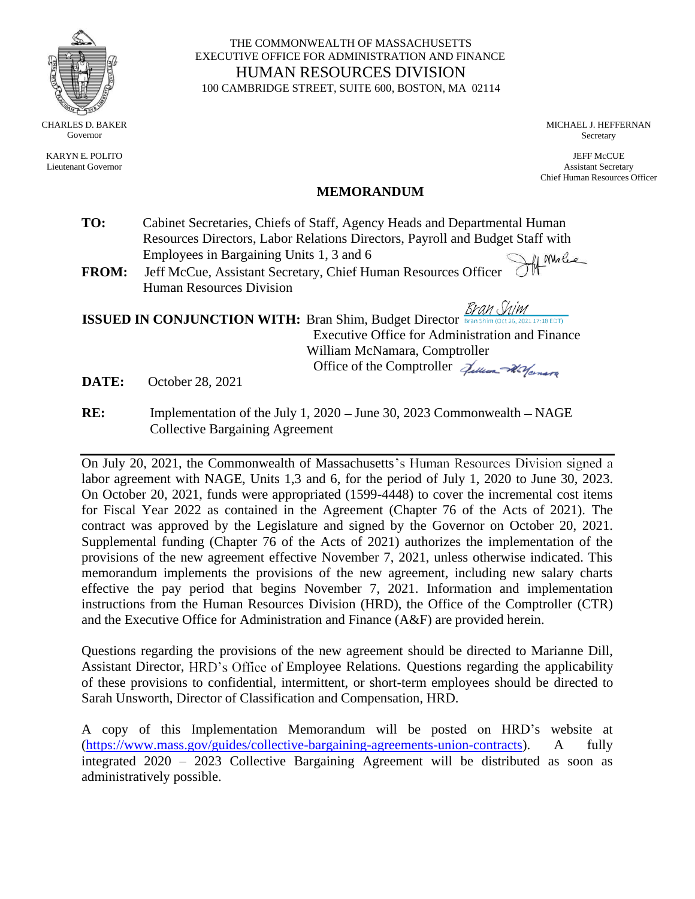THE COMMONWEALTH OF MASSACHUSETTS
EXECUTIVE OFFICE FOR ADMINISTRATION AND FINANCE
HUMAN RESOURCES DIVISION
100 CAMBRIDGE STREET, SUITE 600, BOSTON, MA 02114

CHARLES D. BAKER
Governor

KARYN E. POLITO
Lieutenant Governor

MICHAEL J. HEFFERNAN
Secretary

JEFF McCUE
Assistant Secretary
Chief Human Resources Officer

# MEMORANDUM

**TO:** Cabinet Secretaries, Chiefs of Staff, Agency Heads and Departmental Human Resources Directors, Labor Relations Directors, Payroll and Budget Staff with Employees in Bargaining Units 1, 3 and 6

**FROM:** Jeff McCue, Assistant Secretary, Chief Human Resources Officer
Human Resources Division

**ISSUED IN CONJUNCTION WITH:** Bran Shim, Budget Director
Executive Office for Administration and Finance
William McNamara, Comptroller
Office of the Comptroller

**DATE:** October 28, 2021

**RE:** Implementation of the July 1, 2020 – June 30, 2023 Commonwealth – NAGE Collective Bargaining Agreement

---

On July 20, 2021, the Commonwealth of Massachusetts's Human Resources Division signed a labor agreement with NAGE, Units 1,3 and 6, for the period of July 1, 2020 to June 30, 2023. On October 20, 2021, funds were appropriated (1599-4448) to cover the incremental cost items for Fiscal Year 2022 as contained in the Agreement (Chapter 76 of the Acts of 2021). The contract was approved by the Legislature and signed by the Governor on October 20, 2021. Supplemental funding (Chapter 76 of the Acts of 2021) authorizes the implementation of the provisions of the new agreement effective November 7, 2021, unless otherwise indicated. This memorandum implements the provisions of the new agreement, including new salary charts effective the pay period that begins November 7, 2021. Information and implementation instructions from the Human Resources Division (HRD), the Office of the Comptroller (CTR) and the Executive Office for Administration and Finance (A&F) are provided herein.

Questions regarding the provisions of the new agreement should be directed to Marianne Dill, Assistant Director, HRD's Office of Employee Relations. Questions regarding the applicability of these provisions to confidential, intermittent, or short-term employees should be directed to Sarah Unsworth, Director of Classification and Compensation, HRD.

A copy of this Implementation Memorandum will be posted on HRD's website at (https://www.mass.gov/guides/collective-bargaining-agreements-union-contracts). A fully integrated 2020 – 2023 Collective Bargaining Agreement will be distributed as soon as administratively possible.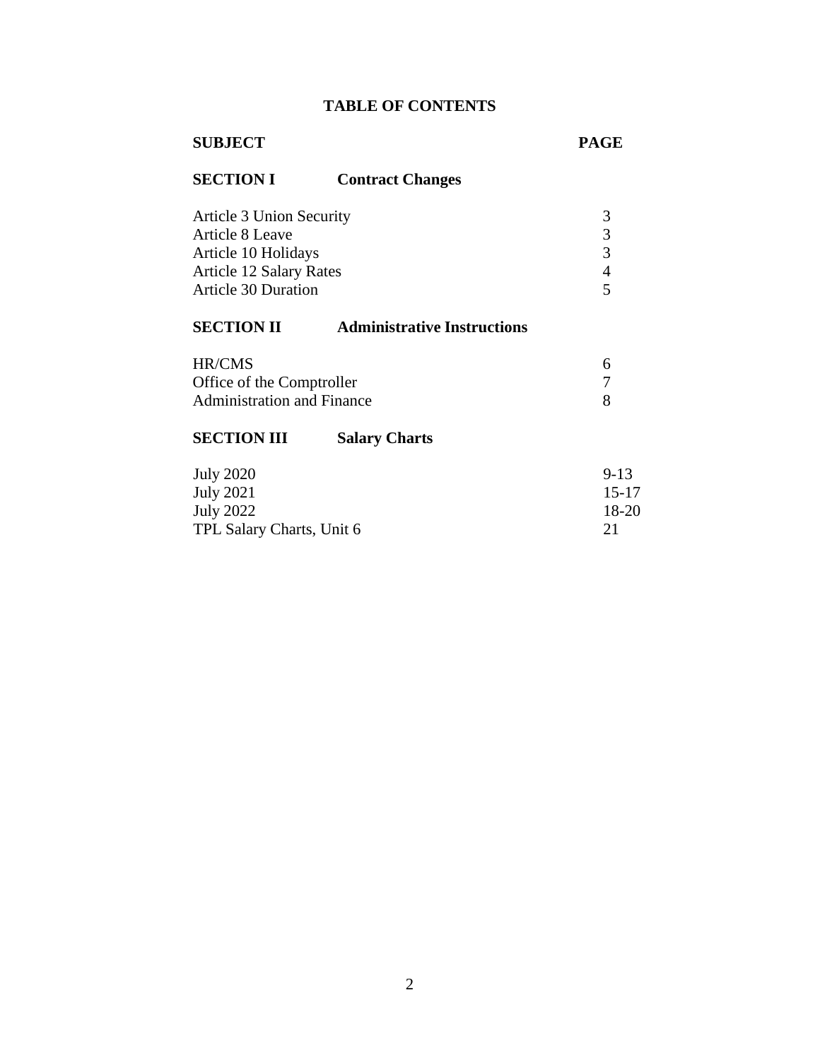# TABLE OF CONTENTS

| SUBJECT | PAGE |
|---|---|
| **SECTION I Contract Changes** | |
| Article 3 Union Security | 3 |
| Article 8 Leave | 3 |
| Article 10 Holidays | 3 |
| Article 12 Salary Rates | 4 |
| Article 30 Duration | 5 |
| **SECTION II Administrative Instructions** | |
| HR/CMS | 6 |
| Office of the Comptroller | 7 |
| Administration and Finance | 8 |
| **SECTION III Salary Charts** | |
| July 2020 | 9-13 |
| July 2021 | 15-17 |
| July 2022 | 18-20 |
| TPL Salary Charts, Unit 6 | 21 |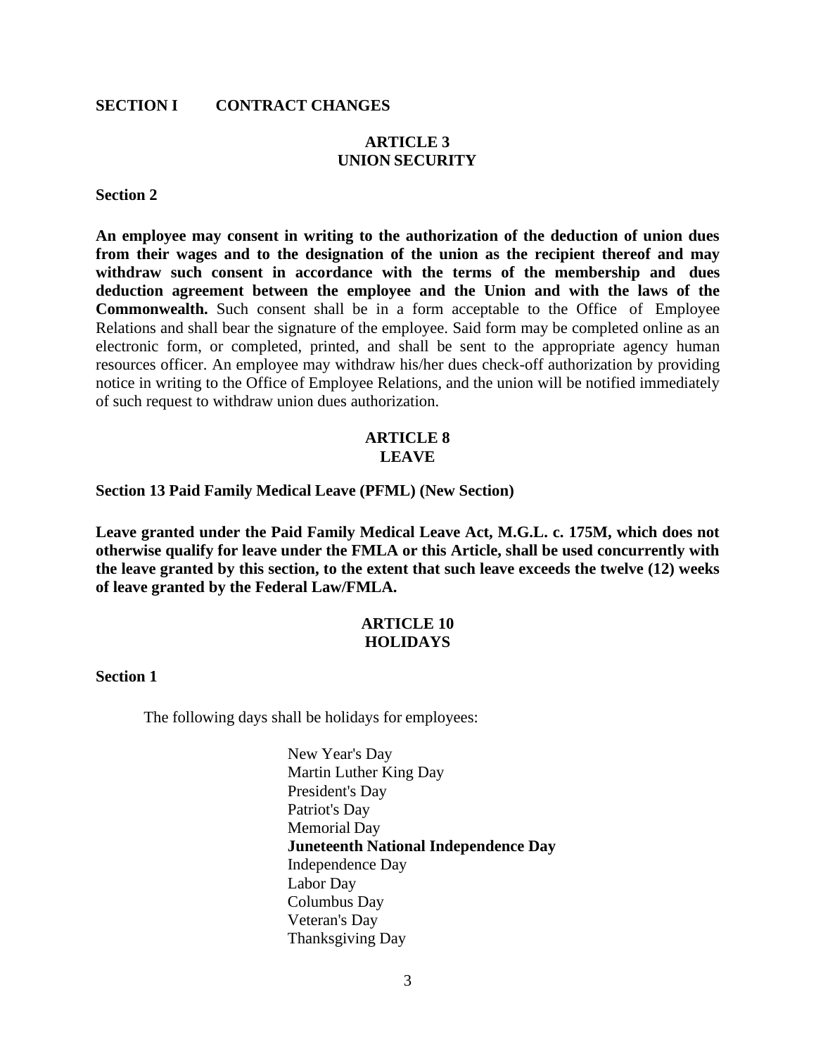## SECTION I CONTRACT CHANGES

### ARTICLE 3
### UNION SECURITY

**Section 2**

**An employee may consent in writing to the authorization of the deduction of union dues from their wages and to the designation of the union as the recipient thereof and may withdraw such consent in accordance with the terms of the membership and dues deduction agreement between the employee and the Union and with the laws of the Commonwealth.** Such consent shall be in a form acceptable to the Office of Employee Relations and shall bear the signature of the employee. Said form may be completed online as an electronic form, or completed, printed, and shall be sent to the appropriate agency human resources officer. An employee may withdraw his/her dues check-off authorization by providing notice in writing to the Office of Employee Relations, and the union will be notified immediately of such request to withdraw union dues authorization.

### ARTICLE 8
### LEAVE

**Section 13 Paid Family Medical Leave (PFML) (New Section)**

**Leave granted under the Paid Family Medical Leave Act, M.G.L. c. 175M, which does not otherwise qualify for leave under the FMLA or this Article, shall be used concurrently with the leave granted by this section, to the extent that such leave exceeds the twelve (12) weeks of leave granted by the Federal Law/FMLA.**

### ARTICLE 10
### HOLIDAYS

**Section 1**

The following days shall be holidays for employees:

New Year's Day
Martin Luther King Day
President's Day
Patriot's Day
Memorial Day
**Juneteenth National Independence Day**
Independence Day
Labor Day
Columbus Day
Veteran's Day
Thanksgiving Day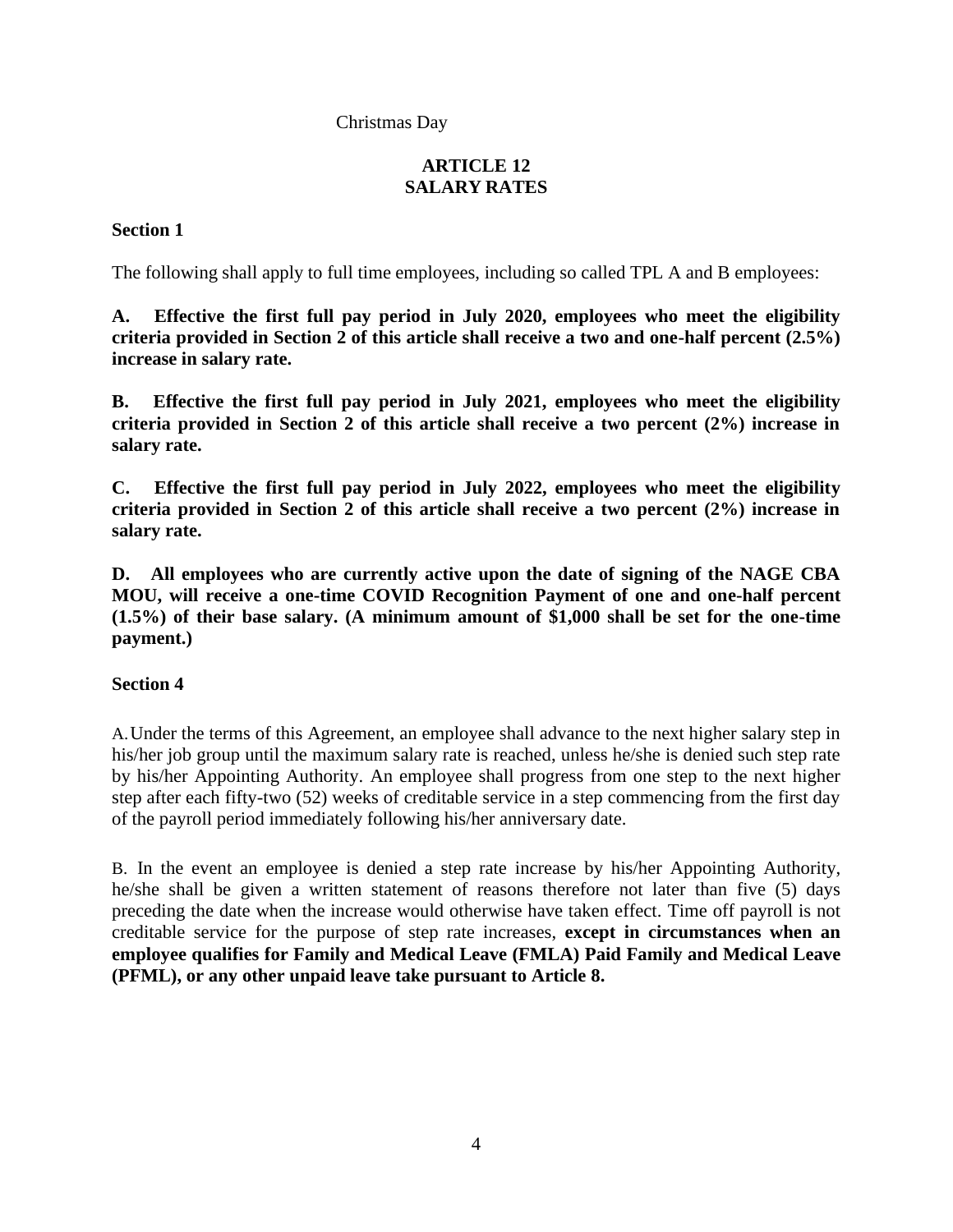Christmas Day

## ARTICLE 12
## SALARY RATES

**Section 1**

The following shall apply to full time employees, including so called TPL A and B employees:

**A. Effective the first full pay period in July 2020, employees who meet the eligibility criteria provided in Section 2 of this article shall receive a two and one-half percent (2.5%) increase in salary rate.**

**B. Effective the first full pay period in July 2021, employees who meet the eligibility criteria provided in Section 2 of this article shall receive a two percent (2%) increase in salary rate.**

**C. Effective the first full pay period in July 2022, employees who meet the eligibility criteria provided in Section 2 of this article shall receive a two percent (2%) increase in salary rate.**

**D. All employees who are currently active upon the date of signing of the NAGE CBA MOU, will receive a one-time COVID Recognition Payment of one and one-half percent (1.5%) of their base salary. (A minimum amount of $1,000 shall be set for the one-time payment.)**

**Section 4**

A. Under the terms of this Agreement, an employee shall advance to the next higher salary step in his/her job group until the maximum salary rate is reached, unless he/she is denied such step rate by his/her Appointing Authority. An employee shall progress from one step to the next higher step after each fifty-two (52) weeks of creditable service in a step commencing from the first day of the payroll period immediately following his/her anniversary date.

B. In the event an employee is denied a step rate increase by his/her Appointing Authority, he/she shall be given a written statement of reasons therefore not later than five (5) days preceding the date when the increase would otherwise have taken effect. Time off payroll is not creditable service for the purpose of step rate increases, **except in circumstances when an employee qualifies for Family and Medical Leave (FMLA) Paid Family and Medical Leave (PFML), or any other unpaid leave take pursuant to Article 8.**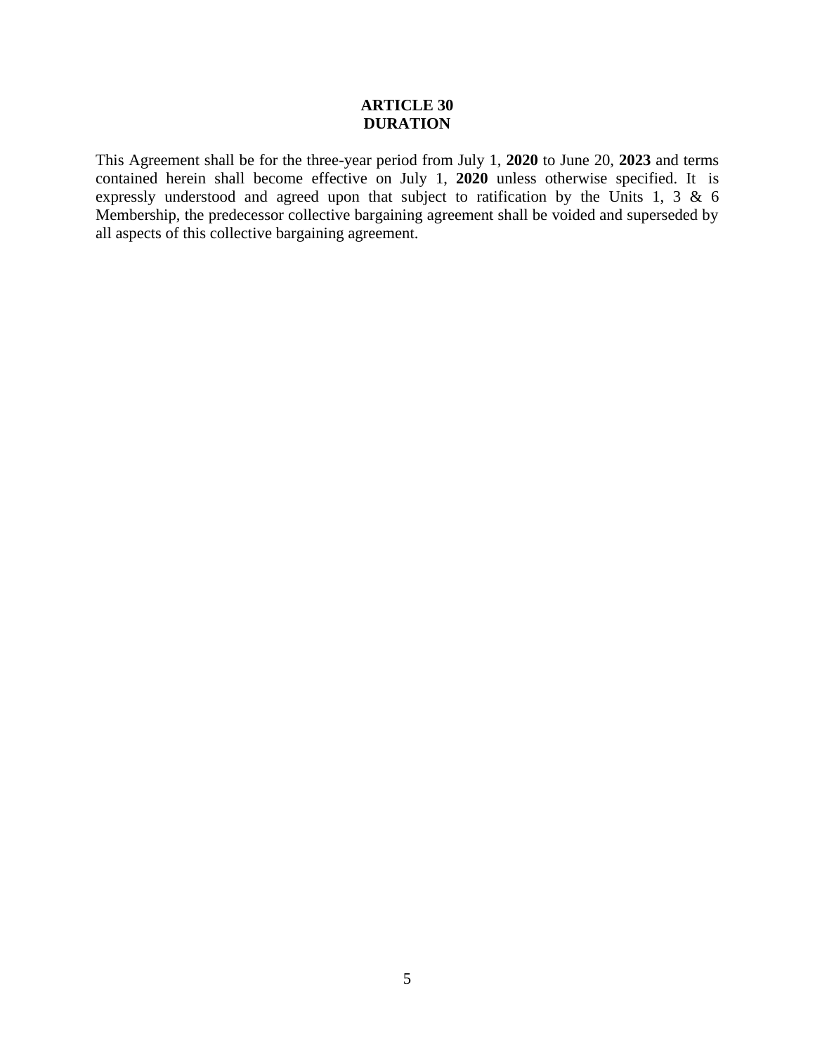# ARTICLE 30
# DURATION

This Agreement shall be for the three-year period from July 1, **2020** to June 20, **2023** and terms contained herein shall become effective on July 1, **2020** unless otherwise specified. It is expressly understood and agreed upon that subject to ratification by the Units 1, 3 & 6 Membership, the predecessor collective bargaining agreement shall be voided and superseded by all aspects of this collective bargaining agreement.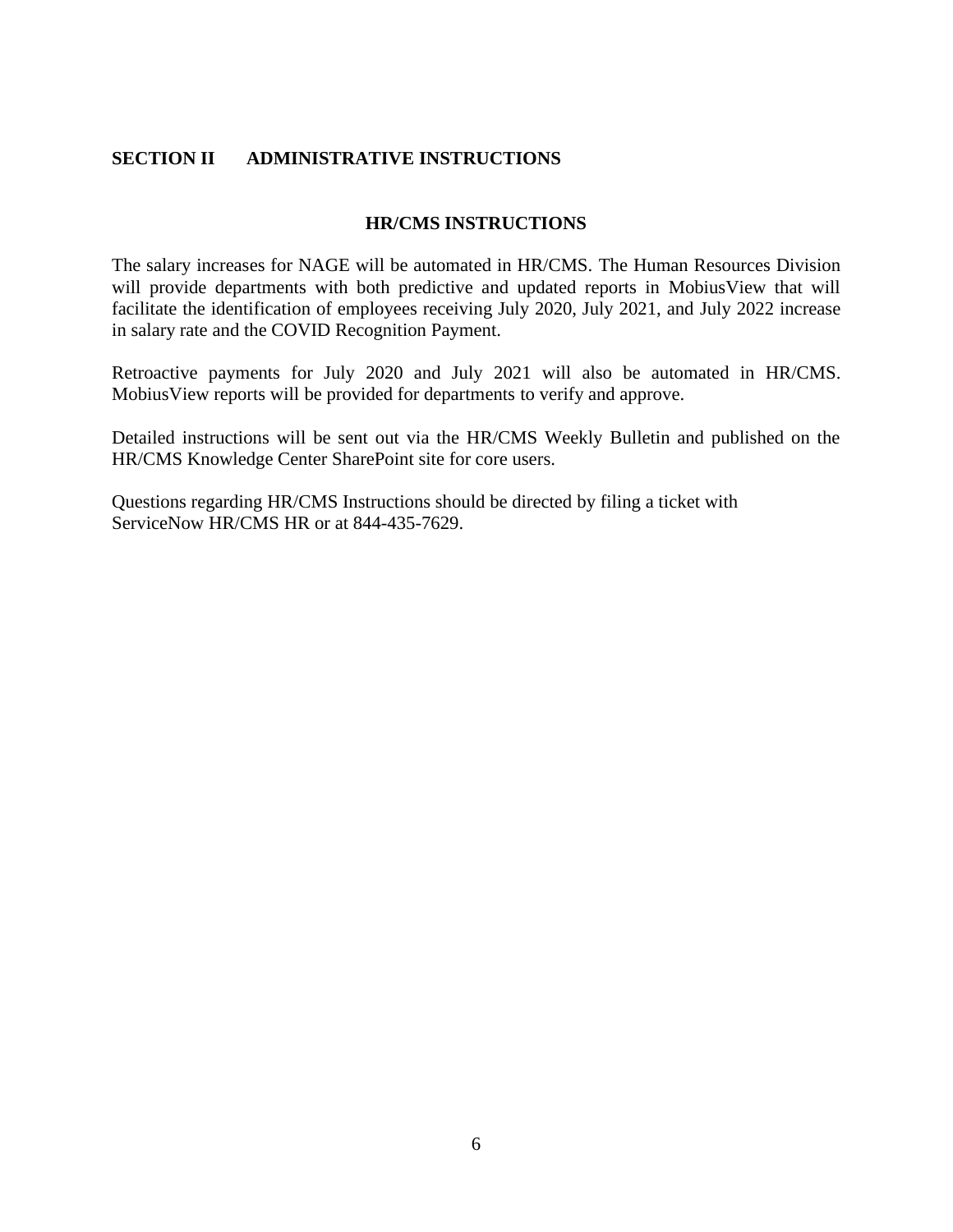## SECTION II ADMINISTRATIVE INSTRUCTIONS

### HR/CMS INSTRUCTIONS

The salary increases for NAGE will be automated in HR/CMS. The Human Resources Division will provide departments with both predictive and updated reports in MobiusView that will facilitate the identification of employees receiving July 2020, July 2021, and July 2022 increase in salary rate and the COVID Recognition Payment.

Retroactive payments for July 2020 and July 2021 will also be automated in HR/CMS. MobiusView reports will be provided for departments to verify and approve.

Detailed instructions will be sent out via the HR/CMS Weekly Bulletin and published on the HR/CMS Knowledge Center SharePoint site for core users.

Questions regarding HR/CMS Instructions should be directed by filing a ticket with ServiceNow HR/CMS HR or at 844-435-7629.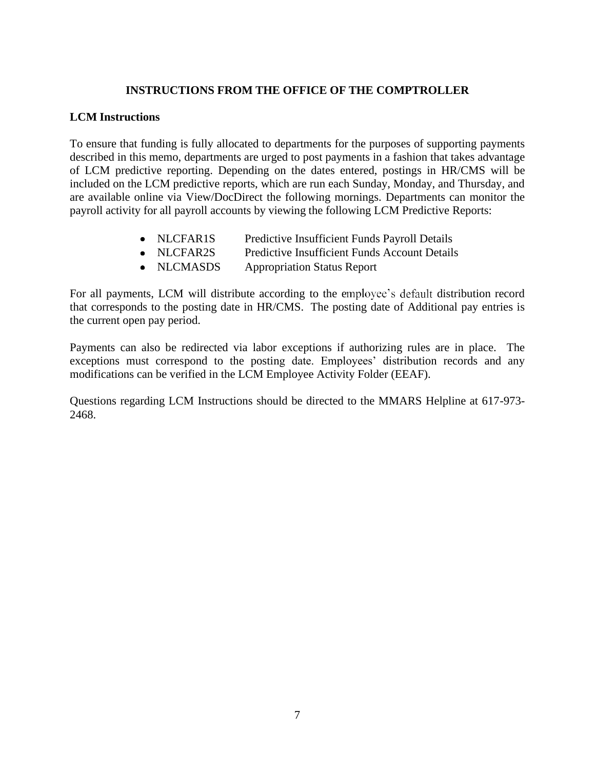# INSTRUCTIONS FROM THE OFFICE OF THE COMPTROLLER

## LCM Instructions

To ensure that funding is fully allocated to departments for the purposes of supporting payments described in this memo, departments are urged to post payments in a fashion that takes advantage of LCM predictive reporting. Depending on the dates entered, postings in HR/CMS will be included on the LCM predictive reports, which are run each Sunday, Monday, and Thursday, and are available online via View/DocDirect the following mornings. Departments can monitor the payroll activity for all payroll accounts by viewing the following LCM Predictive Reports:

- NLCFAR1S Predictive Insufficient Funds Payroll Details
- NLCFAR2S Predictive Insufficient Funds Account Details
- NLCMASDS Appropriation Status Report

For all payments, LCM will distribute according to the employee's default distribution record that corresponds to the posting date in HR/CMS. The posting date of Additional pay entries is the current open pay period.

Payments can also be redirected via labor exceptions if authorizing rules are in place. The exceptions must correspond to the posting date. Employees' distribution records and any modifications can be verified in the LCM Employee Activity Folder (EEAF).

Questions regarding LCM Instructions should be directed to the MMARS Helpline at 617-973-2468.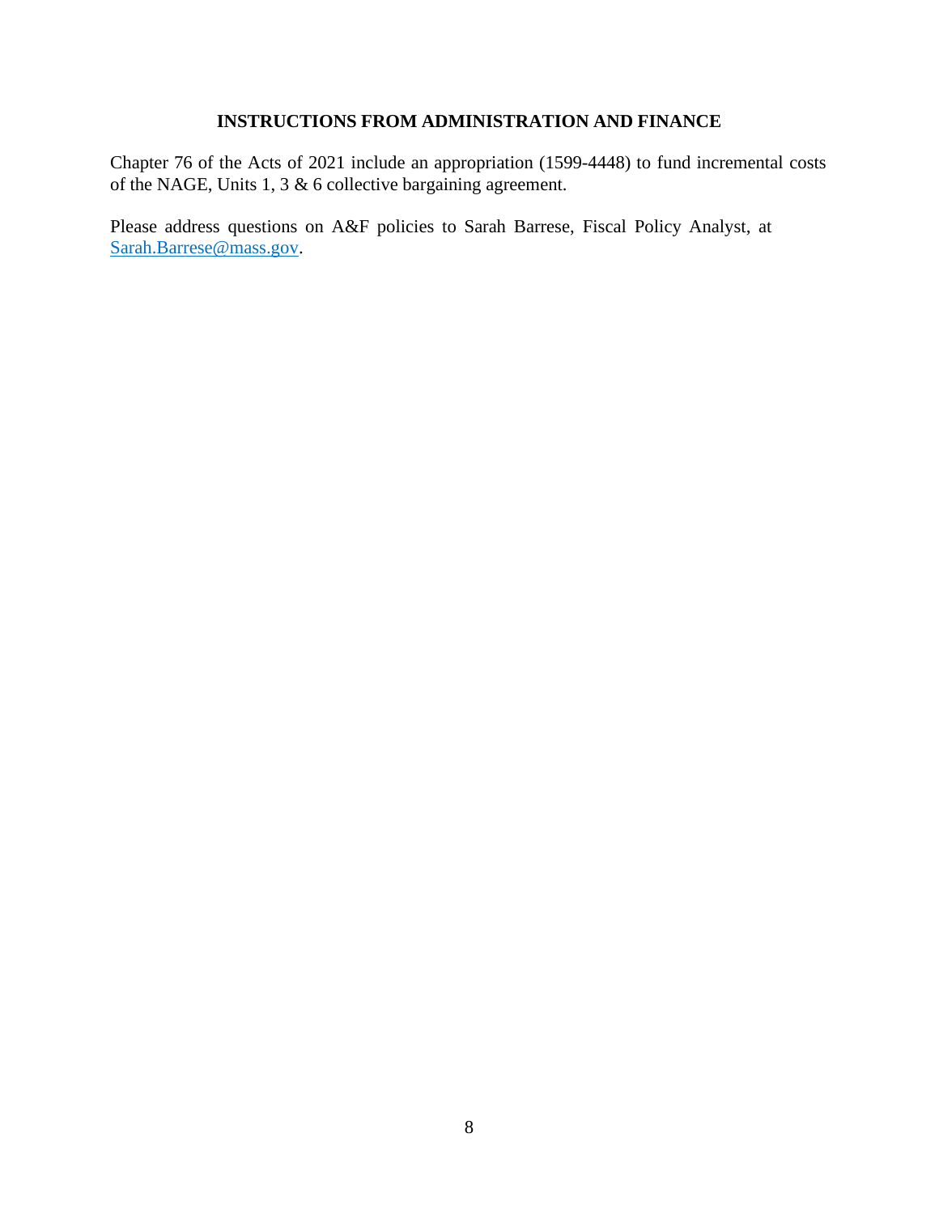## INSTRUCTIONS FROM ADMINISTRATION AND FINANCE

Chapter 76 of the Acts of 2021 include an appropriation (1599-4448) to fund incremental costs of the NAGE, Units 1, 3 & 6 collective bargaining agreement.

Please address questions on A&F policies to Sarah Barrese, Fiscal Policy Analyst, at [Sarah.Barrese@mass.gov](mailto:Sarah.Barrese@mass.gov).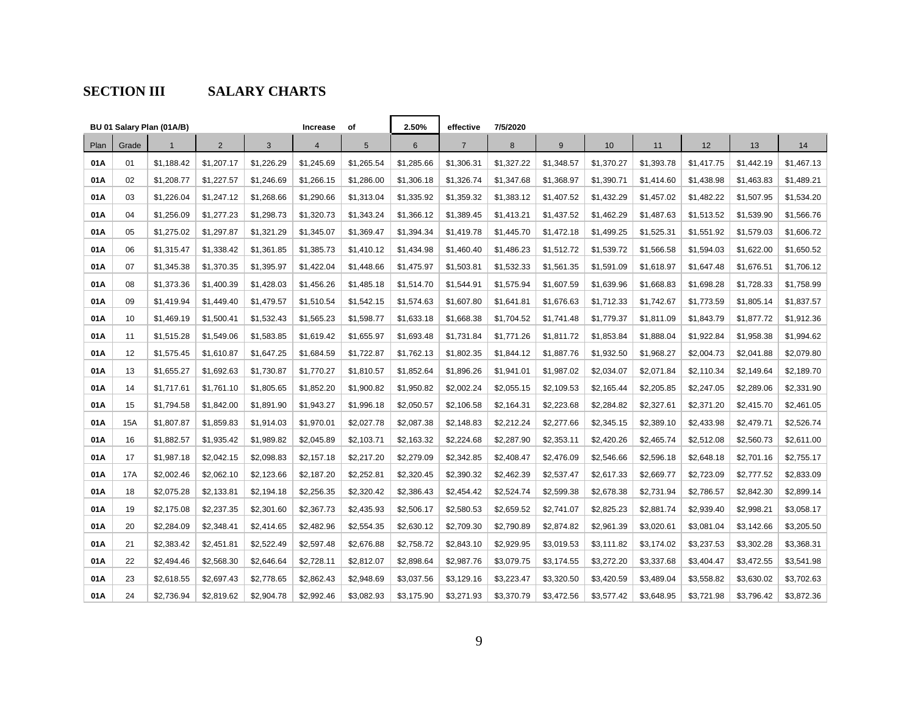## SECTION III SALARY CHARTS

BU 01 Salary Plan (01A/B) Increase of **2.50%** effective 7/5/2020

| Plan | Grade | 1 | 2 | 3 | 4 | 5 | 6 | 7 | 8 | 9 | 10 | 11 | 12 | 13 | 14 |
|---|---|---|---|---|---|---|---|---|---|---|---|---|---|---|---|
| **01A** | 01 | $1,188.42 | $1,207.17 | $1,226.29 | $1,245.69 | $1,265.54 | $1,285.66 | $1,306.31 | $1,327.22 | $1,348.57 | $1,370.27 | $1,393.78 | $1,417.75 | $1,442.19 | $1,467.13 |
| **01A** | 02 | $1,208.77 | $1,227.57 | $1,246.69 | $1,266.15 | $1,286.00 | $1,306.18 | $1,326.74 | $1,347.68 | $1,368.97 | $1,390.71 | $1,414.60 | $1,438.98 | $1,463.83 | $1,489.21 |
| **01A** | 03 | $1,226.04 | $1,247.12 | $1,268.66 | $1,290.66 | $1,313.04 | $1,335.92 | $1,359.32 | $1,383.12 | $1,407.52 | $1,432.29 | $1,457.02 | $1,482.22 | $1,507.95 | $1,534.20 |
| **01A** | 04 | $1,256.09 | $1,277.23 | $1,298.73 | $1,320.73 | $1,343.24 | $1,366.12 | $1,389.45 | $1,413.21 | $1,437.52 | $1,462.29 | $1,487.63 | $1,513.52 | $1,539.90 | $1,566.76 |
| **01A** | 05 | $1,275.02 | $1,297.87 | $1,321.29 | $1,345.07 | $1,369.47 | $1,394.34 | $1,419.78 | $1,445.70 | $1,472.18 | $1,499.25 | $1,525.31 | $1,551.92 | $1,579.03 | $1,606.72 |
| **01A** | 06 | $1,315.47 | $1,338.42 | $1,361.85 | $1,385.73 | $1,410.12 | $1,434.98 | $1,460.40 | $1,486.23 | $1,512.72 | $1,539.72 | $1,566.58 | $1,594.03 | $1,622.00 | $1,650.52 |
| **01A** | 07 | $1,345.38 | $1,370.35 | $1,395.97 | $1,422.04 | $1,448.66 | $1,475.97 | $1,503.81 | $1,532.33 | $1,561.35 | $1,591.09 | $1,618.97 | $1,647.48 | $1,676.51 | $1,706.12 |
| **01A** | 08 | $1,373.36 | $1,400.39 | $1,428.03 | $1,456.26 | $1,485.18 | $1,514.70 | $1,544.91 | $1,575.94 | $1,607.59 | $1,639.96 | $1,668.83 | $1,698.28 | $1,728.33 | $1,758.99 |
| **01A** | 09 | $1,419.94 | $1,449.40 | $1,479.57 | $1,510.54 | $1,542.15 | $1,574.63 | $1,607.80 | $1,641.81 | $1,676.63 | $1,712.33 | $1,742.67 | $1,773.59 | $1,805.14 | $1,837.57 |
| **01A** | 10 | $1,469.19 | $1,500.41 | $1,532.43 | $1,565.23 | $1,598.77 | $1,633.18 | $1,668.38 | $1,704.52 | $1,741.48 | $1,779.37 | $1,811.09 | $1,843.79 | $1,877.72 | $1,912.36 |
| **01A** | 11 | $1,515.28 | $1,549.06 | $1,583.85 | $1,619.42 | $1,655.97 | $1,693.48 | $1,731.84 | $1,771.26 | $1,811.72 | $1,853.84 | $1,888.04 | $1,922.84 | $1,958.38 | $1,994.62 |
| **01A** | 12 | $1,575.45 | $1,610.87 | $1,647.25 | $1,684.59 | $1,722.87 | $1,762.13 | $1,802.35 | $1,844.12 | $1,887.76 | $1,932.50 | $1,968.27 | $2,004.73 | $2,041.88 | $2,079.80 |
| **01A** | 13 | $1,655.27 | $1,692.63 | $1,730.87 | $1,770.27 | $1,810.57 | $1,852.64 | $1,896.26 | $1,941.01 | $1,987.02 | $2,034.07 | $2,071.84 | $2,110.34 | $2,149.64 | $2,189.70 |
| **01A** | 14 | $1,717.61 | $1,761.10 | $1,805.65 | $1,852.20 | $1,900.82 | $1,950.82 | $2,002.24 | $2,055.15 | $2,109.53 | $2,165.44 | $2,205.85 | $2,247.05 | $2,289.06 | $2,331.90 |
| **01A** | 15 | $1,794.58 | $1,842.00 | $1,891.90 | $1,943.27 | $1,996.18 | $2,050.57 | $2,106.58 | $2,164.31 | $2,223.68 | $2,284.82 | $2,327.61 | $2,371.20 | $2,415.70 | $2,461.05 |
| **01A** | 15A | $1,807.87 | $1,859.83 | $1,914.03 | $1,970.01 | $2,027.78 | $2,087.38 | $2,148.83 | $2,212.24 | $2,277.66 | $2,345.15 | $2,389.10 | $2,433.98 | $2,479.71 | $2,526.74 |
| **01A** | 16 | $1,882.57 | $1,935.42 | $1,989.82 | $2,045.89 | $2,103.71 | $2,163.32 | $2,224.68 | $2,287.90 | $2,353.11 | $2,420.26 | $2,465.74 | $2,512.08 | $2,560.73 | $2,611.00 |
| **01A** | 17 | $1,987.18 | $2,042.15 | $2,098.83 | $2,157.18 | $2,217.20 | $2,279.09 | $2,342.85 | $2,408.47 | $2,476.09 | $2,546.66 | $2,596.18 | $2,648.18 | $2,701.16 | $2,755.17 |
| **01A** | 17A | $2,002.46 | $2,062.10 | $2,123.66 | $2,187.20 | $2,252.81 | $2,320.45 | $2,390.32 | $2,462.39 | $2,537.47 | $2,617.33 | $2,669.77 | $2,723.09 | $2,777.52 | $2,833.09 |
| **01A** | 18 | $2,075.28 | $2,133.81 | $2,194.18 | $2,256.35 | $2,320.42 | $2,386.43 | $2,454.42 | $2,524.74 | $2,599.38 | $2,678.38 | $2,731.94 | $2,786.57 | $2,842.30 | $2,899.14 |
| **01A** | 19 | $2,175.08 | $2,237.35 | $2,301.60 | $2,367.73 | $2,435.93 | $2,506.17 | $2,580.53 | $2,659.52 | $2,741.07 | $2,825.23 | $2,881.74 | $2,939.40 | $2,998.21 | $3,058.17 |
| **01A** | 20 | $2,284.09 | $2,348.41 | $2,414.65 | $2,482.96 | $2,554.35 | $2,630.12 | $2,709.30 | $2,790.89 | $2,874.82 | $2,961.39 | $3,020.61 | $3,081.04 | $3,142.66 | $3,205.50 |
| **01A** | 21 | $2,383.42 | $2,451.81 | $2,522.49 | $2,597.48 | $2,676.88 | $2,758.72 | $2,843.10 | $2,929.95 | $3,019.53 | $3,111.82 | $3,174.02 | $3,237.53 | $3,302.28 | $3,368.31 |
| **01A** | 22 | $2,494.46 | $2,568.30 | $2,646.64 | $2,728.11 | $2,812.07 | $2,898.64 | $2,987.76 | $3,079.75 | $3,174.55 | $3,272.20 | $3,337.68 | $3,404.47 | $3,472.55 | $3,541.98 |
| **01A** | 23 | $2,618.55 | $2,697.43 | $2,778.65 | $2,862.43 | $2,948.69 | $3,037.56 | $3,129.16 | $3,223.47 | $3,320.50 | $3,420.59 | $3,489.04 | $3,558.82 | $3,630.02 | $3,702.63 |
| **01A** | 24 | $2,736.94 | $2,819.62 | $2,904.78 | $2,992.46 | $3,082.93 | $3,175.90 | $3,271.93 | $3,370.79 | $3,472.56 | $3,577.42 | $3,648.95 | $3,721.98 | $3,796.42 | $3,872.36 |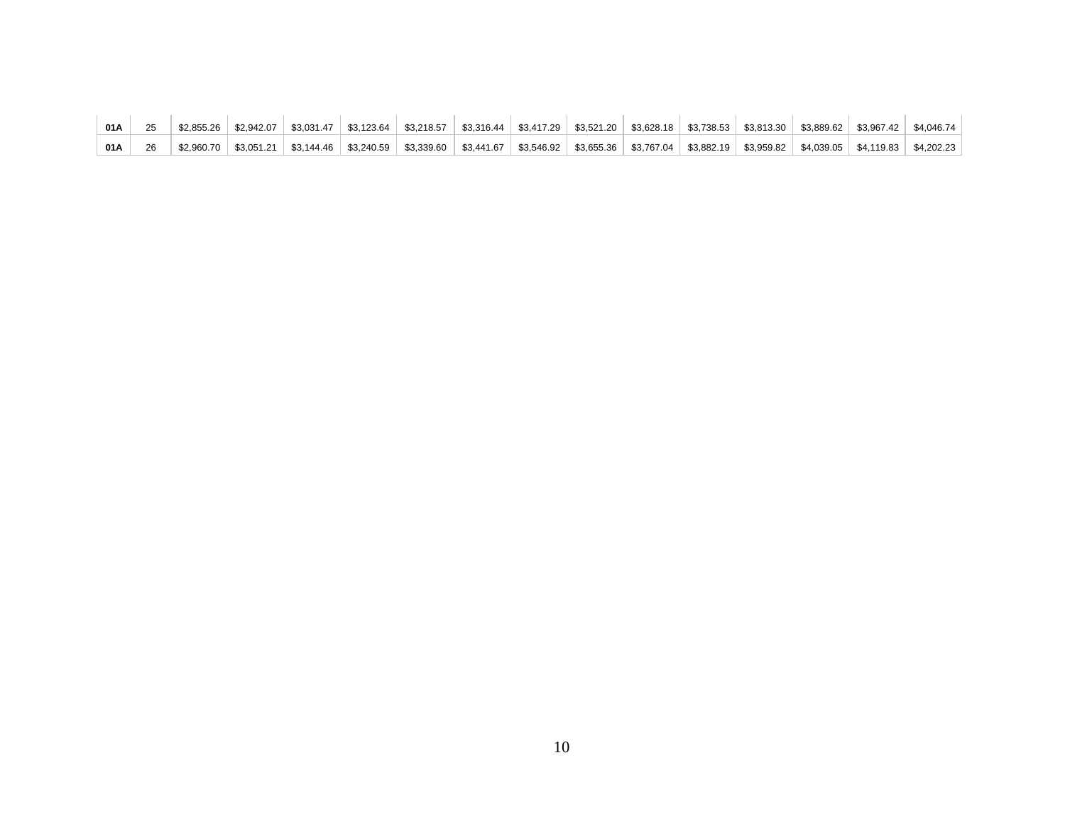| | | | | | | | | | | | | | | | |
|---|---|---|---|---|---|---|---|---|---|---|---|---|---|---|---|
| **01A** | 25 | $2,855.26 | $2,942.07 | $3,031.47 | $3,123.64 | $3,218.57 | $3,316.44 | $3,417.29 | $3,521.20 | $3,628.18 | $3,738.53 | $3,813.30 | $3,889.62 | $3,967.42 | $4,046.74 |
| **01A** | 26 | $2,960.70 | $3,051.21 | $3,144.46 | $3,240.59 | $3,339.60 | $3,441.67 | $3,546.92 | $3,655.36 | $3,767.04 | $3,882.19 | $3,959.82 | $4,039.05 | $4,119.83 | $4,202.23 |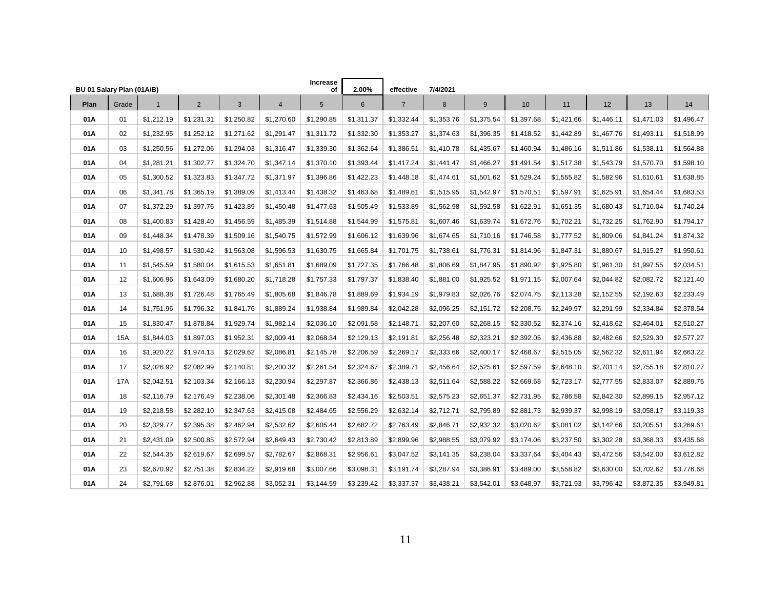BU 01 Salary Plan (01A/B) Increase of **2.00%** effective 7/4/2021

| Plan | Grade | 1 | 2 | 3 | 4 | 5 | 6 | 7 | 8 | 9 | 10 | 11 | 12 | 13 | 14 |
|---|---|---|---|---|---|---|---|---|---|---|---|---|---|---|---|
| **01A** | 01 | $1,212.19 | $1,231.31 | $1,250.82 | $1,270.60 | $1,290.85 | $1,311.37 | $1,332.44 | $1,353.76 | $1,375.54 | $1,397.68 | $1,421.66 | $1,446.11 | $1,471.03 | $1,496.47 |
| **01A** | 02 | $1,232.95 | $1,252.12 | $1,271.62 | $1,291.47 | $1,311.72 | $1,332.30 | $1,353.27 | $1,374.63 | $1,396.35 | $1,418.52 | $1,442.89 | $1,467.76 | $1,493.11 | $1,518.99 |
| **01A** | 03 | $1,250.56 | $1,272.06 | $1,294.03 | $1,316.47 | $1,339.30 | $1,362.64 | $1,386.51 | $1,410.78 | $1,435.67 | $1,460.94 | $1,486.16 | $1,511.86 | $1,538.11 | $1,564.88 |
| **01A** | 04 | $1,281.21 | $1,302.77 | $1,324.70 | $1,347.14 | $1,370.10 | $1,393.44 | $1,417.24 | $1,441.47 | $1,466.27 | $1,491.54 | $1,517.38 | $1,543.79 | $1,570.70 | $1,598.10 |
| **01A** | 05 | $1,300.52 | $1,323.83 | $1,347.72 | $1,371.97 | $1,396.86 | $1,422.23 | $1,448.18 | $1,474.61 | $1,501.62 | $1,529.24 | $1,555.82 | $1,582.96 | $1,610.61 | $1,638.85 |
| **01A** | 06 | $1,341.78 | $1,365.19 | $1,389.09 | $1,413.44 | $1,438.32 | $1,463.68 | $1,489.61 | $1,515.95 | $1,542.97 | $1,570.51 | $1,597.91 | $1,625.91 | $1,654.44 | $1,683.53 |
| **01A** | 07 | $1,372.29 | $1,397.76 | $1,423.89 | $1,450.48 | $1,477.63 | $1,505.49 | $1,533.89 | $1,562.98 | $1,592.58 | $1,622.91 | $1,651.35 | $1,680.43 | $1,710.04 | $1,740.24 |
| **01A** | 08 | $1,400.83 | $1,428.40 | $1,456.59 | $1,485.39 | $1,514.88 | $1,544.99 | $1,575.81 | $1,607.46 | $1,639.74 | $1,672.76 | $1,702.21 | $1,732.25 | $1,762.90 | $1,794.17 |
| **01A** | 09 | $1,448.34 | $1,478.39 | $1,509.16 | $1,540.75 | $1,572.99 | $1,606.12 | $1,639.96 | $1,674.65 | $1,710.16 | $1,746.58 | $1,777.52 | $1,809.06 | $1,841.24 | $1,874.32 |
| **01A** | 10 | $1,498.57 | $1,530.42 | $1,563.08 | $1,596.53 | $1,630.75 | $1,665.84 | $1,701.75 | $1,738.61 | $1,776.31 | $1,814.96 | $1,847.31 | $1,880.67 | $1,915.27 | $1,950.61 |
| **01A** | 11 | $1,545.59 | $1,580.04 | $1,615.53 | $1,651.81 | $1,689.09 | $1,727.35 | $1,766.48 | $1,806.69 | $1,847.95 | $1,890.92 | $1,925.80 | $1,961.30 | $1,997.55 | $2,034.51 |
| **01A** | 12 | $1,606.96 | $1,643.09 | $1,680.20 | $1,718.28 | $1,757.33 | $1,797.37 | $1,838.40 | $1,881.00 | $1,925.52 | $1,971.15 | $2,007.64 | $2,044.82 | $2,082.72 | $2,121.40 |
| **01A** | 13 | $1,688.38 | $1,726.48 | $1,765.49 | $1,805.68 | $1,846.78 | $1,889.69 | $1,934.19 | $1,979.83 | $2,026.76 | $2,074.75 | $2,113.28 | $2,152.55 | $2,192.63 | $2,233.49 |
| **01A** | 14 | $1,751.96 | $1,796.32 | $1,841.76 | $1,889.24 | $1,938.84 | $1,989.84 | $2,042.28 | $2,096.25 | $2,151.72 | $2,208.75 | $2,249.97 | $2,291.99 | $2,334.84 | $2,378.54 |
| **01A** | 15 | $1,830.47 | $1,878.84 | $1,929.74 | $1,982.14 | $2,036.10 | $2,091.58 | $2,148.71 | $2,207.60 | $2,268.15 | $2,330.52 | $2,374.16 | $2,418.62 | $2,464.01 | $2,510.27 |
| **01A** | 15A | $1,844.03 | $1,897.03 | $1,952.31 | $2,009.41 | $2,068.34 | $2,129.13 | $2,191.81 | $2,256.48 | $2,323.21 | $2,392.05 | $2,436.88 | $2,482.66 | $2,529.30 | $2,577.27 |
| **01A** | 16 | $1,920.22 | $1,974.13 | $2,029.62 | $2,086.81 | $2,145.78 | $2,206.59 | $2,269.17 | $2,333.66 | $2,400.17 | $2,468.67 | $2,515.05 | $2,562.32 | $2,611.94 | $2,663.22 |
| **01A** | 17 | $2,026.92 | $2,082.99 | $2,140.81 | $2,200.32 | $2,261.54 | $2,324.67 | $2,389.71 | $2,456.64 | $2,525.61 | $2,597.59 | $2,648.10 | $2,701.14 | $2,755.18 | $2,810.27 |
| **01A** | 17A | $2,042.51 | $2,103.34 | $2,166.13 | $2,230.94 | $2,297.87 | $2,366.86 | $2,438.13 | $2,511.64 | $2,588.22 | $2,669.68 | $2,723.17 | $2,777.55 | $2,833.07 | $2,889.75 |
| **01A** | 18 | $2,116.79 | $2,176.49 | $2,238.06 | $2,301.48 | $2,366.83 | $2,434.16 | $2,503.51 | $2,575.23 | $2,651.37 | $2,731.95 | $2,786.58 | $2,842.30 | $2,899.15 | $2,957.12 |
| **01A** | 19 | $2,218.58 | $2,282.10 | $2,347.63 | $2,415.08 | $2,484.65 | $2,556.29 | $2,632.14 | $2,712.71 | $2,795.89 | $2,881.73 | $2,939.37 | $2,998.19 | $3,058.17 | $3,119.33 |
| **01A** | 20 | $2,329.77 | $2,395.38 | $2,462.94 | $2,532.62 | $2,605.44 | $2,682.72 | $2,763.49 | $2,846.71 | $2,932.32 | $3,020.62 | $3,081.02 | $3,142.66 | $3,205.51 | $3,269.61 |
| **01A** | 21 | $2,431.09 | $2,500.85 | $2,572.94 | $2,649.43 | $2,730.42 | $2,813.89 | $2,899.96 | $2,988.55 | $3,079.92 | $3,174.06 | $3,237.50 | $3,302.28 | $3,368.33 | $3,435.68 |
| **01A** | 22 | $2,544.35 | $2,619.67 | $2,699.57 | $2,782.67 | $2,868.31 | $2,956.61 | $3,047.52 | $3,141.35 | $3,238.04 | $3,337.64 | $3,404.43 | $3,472.56 | $3,542.00 | $3,612.82 |
| **01A** | 23 | $2,670.92 | $2,751.38 | $2,834.22 | $2,919.68 | $3,007.66 | $3,098.31 | $3,191.74 | $3,287.94 | $3,386.91 | $3,489.00 | $3,558.82 | $3,630.00 | $3,702.62 | $3,776.68 |
| **01A** | 24 | $2,791.68 | $2,876.01 | $2,962.88 | $3,052.31 | $3,144.59 | $3,239.42 | $3,337.37 | $3,438.21 | $3,542.01 | $3,648.97 | $3,721.93 | $3,796.42 | $3,872.35 | $3,949.81 |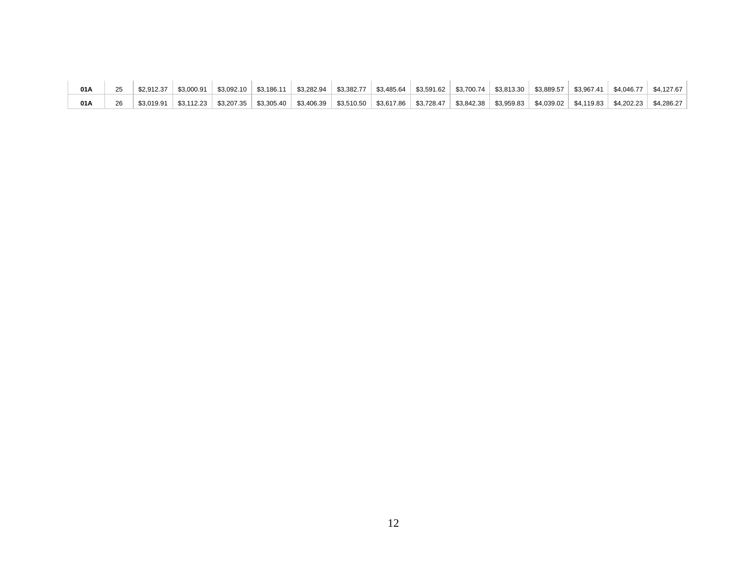| | | | | | | | | | | | | | | | |
|---|---|---|---|---|---|---|---|---|---|---|---|---|---|---|---|
| **01A** | 25 | $2,912.37 | $3,000.91 | $3,092.10 | $3,186.11 | $3,282.94 | $3,382.77 | $3,485.64 | $3,591.62 | $3,700.74 | $3,813.30 | $3,889.57 | $3,967.41 | $4,046.77 | $4,127.67 |
| **01A** | 26 | $3,019.91 | $3,112.23 | $3,207.35 | $3,305.40 | $3,406.39 | $3,510.50 | $3,617.86 | $3,728.47 | $3,842.38 | $3,959.83 | $4,039.02 | $4,119.83 | $4,202.23 | $4,286.27 |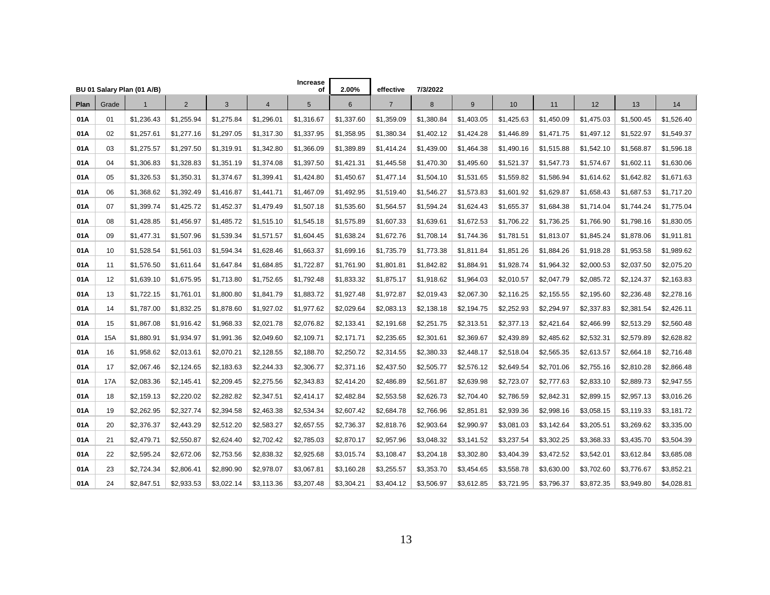**BU 01 Salary Plan (01 A/B)** — Increase of **2.00%** effective **7/3/2022**

| Plan | Grade | 1 | 2 | 3 | 4 | 5 | 6 | 7 | 8 | 9 | 10 | 11 | 12 | 13 | 14 |
|---|---|---|---|---|---|---|---|---|---|---|---|---|---|---|---|
| **01A** | 01 | $1,236.43 | $1,255.94 | $1,275.84 | $1,296.01 | $1,316.67 | $1,337.60 | $1,359.09 | $1,380.84 | $1,403.05 | $1,425.63 | $1,450.09 | $1,475.03 | $1,500.45 | $1,526.40 |
| **01A** | 02 | $1,257.61 | $1,277.16 | $1,297.05 | $1,317.30 | $1,337.95 | $1,358.95 | $1,380.34 | $1,402.12 | $1,424.28 | $1,446.89 | $1,471.75 | $1,497.12 | $1,522.97 | $1,549.37 |
| **01A** | 03 | $1,275.57 | $1,297.50 | $1,319.91 | $1,342.80 | $1,366.09 | $1,389.89 | $1,414.24 | $1,439.00 | $1,464.38 | $1,490.16 | $1,515.88 | $1,542.10 | $1,568.87 | $1,596.18 |
| **01A** | 04 | $1,306.83 | $1,328.83 | $1,351.19 | $1,374.08 | $1,397.50 | $1,421.31 | $1,445.58 | $1,470.30 | $1,495.60 | $1,521.37 | $1,547.73 | $1,574.67 | $1,602.11 | $1,630.06 |
| **01A** | 05 | $1,326.53 | $1,350.31 | $1,374.67 | $1,399.41 | $1,424.80 | $1,450.67 | $1,477.14 | $1,504.10 | $1,531.65 | $1,559.82 | $1,586.94 | $1,614.62 | $1,642.82 | $1,671.63 |
| **01A** | 06 | $1,368.62 | $1,392.49 | $1,416.87 | $1,441.71 | $1,467.09 | $1,492.95 | $1,519.40 | $1,546.27 | $1,573.83 | $1,601.92 | $1,629.87 | $1,658.43 | $1,687.53 | $1,717.20 |
| **01A** | 07 | $1,399.74 | $1,425.72 | $1,452.37 | $1,479.49 | $1,507.18 | $1,535.60 | $1,564.57 | $1,594.24 | $1,624.43 | $1,655.37 | $1,684.38 | $1,714.04 | $1,744.24 | $1,775.04 |
| **01A** | 08 | $1,428.85 | $1,456.97 | $1,485.72 | $1,515.10 | $1,545.18 | $1,575.89 | $1,607.33 | $1,639.61 | $1,672.53 | $1,706.22 | $1,736.25 | $1,766.90 | $1,798.16 | $1,830.05 |
| **01A** | 09 | $1,477.31 | $1,507.96 | $1,539.34 | $1,571.57 | $1,604.45 | $1,638.24 | $1,672.76 | $1,708.14 | $1,744.36 | $1,781.51 | $1,813.07 | $1,845.24 | $1,878.06 | $1,911.81 |
| **01A** | 10 | $1,528.54 | $1,561.03 | $1,594.34 | $1,628.46 | $1,663.37 | $1,699.16 | $1,735.79 | $1,773.38 | $1,811.84 | $1,851.26 | $1,884.26 | $1,918.28 | $1,953.58 | $1,989.62 |
| **01A** | 11 | $1,576.50 | $1,611.64 | $1,647.84 | $1,684.85 | $1,722.87 | $1,761.90 | $1,801.81 | $1,842.82 | $1,884.91 | $1,928.74 | $1,964.32 | $2,000.53 | $2,037.50 | $2,075.20 |
| **01A** | 12 | $1,639.10 | $1,675.95 | $1,713.80 | $1,752.65 | $1,792.48 | $1,833.32 | $1,875.17 | $1,918.62 | $1,964.03 | $2,010.57 | $2,047.79 | $2,085.72 | $2,124.37 | $2,163.83 |
| **01A** | 13 | $1,722.15 | $1,761.01 | $1,800.80 | $1,841.79 | $1,883.72 | $1,927.48 | $1,972.87 | $2,019.43 | $2,067.30 | $2,116.25 | $2,155.55 | $2,195.60 | $2,236.48 | $2,278.16 |
| **01A** | 14 | $1,787.00 | $1,832.25 | $1,878.60 | $1,927.02 | $1,977.62 | $2,029.64 | $2,083.13 | $2,138.18 | $2,194.75 | $2,252.93 | $2,294.97 | $2,337.83 | $2,381.54 | $2,426.11 |
| **01A** | 15 | $1,867.08 | $1,916.42 | $1,968.33 | $2,021.78 | $2,076.82 | $2,133.41 | $2,191.68 | $2,251.75 | $2,313.51 | $2,377.13 | $2,421.64 | $2,466.99 | $2,513.29 | $2,560.48 |
| **01A** | 15A | $1,880.91 | $1,934.97 | $1,991.36 | $2,049.60 | $2,109.71 | $2,171.71 | $2,235.65 | $2,301.61 | $2,369.67 | $2,439.89 | $2,485.62 | $2,532.31 | $2,579.89 | $2,628.82 |
| **01A** | 16 | $1,958.62 | $2,013.61 | $2,070.21 | $2,128.55 | $2,188.70 | $2,250.72 | $2,314.55 | $2,380.33 | $2,448.17 | $2,518.04 | $2,565.35 | $2,613.57 | $2,664.18 | $2,716.48 |
| **01A** | 17 | $2,067.46 | $2,124.65 | $2,183.63 | $2,244.33 | $2,306.77 | $2,371.16 | $2,437.50 | $2,505.77 | $2,576.12 | $2,649.54 | $2,701.06 | $2,755.16 | $2,810.28 | $2,866.48 |
| **01A** | 17A | $2,083.36 | $2,145.41 | $2,209.45 | $2,275.56 | $2,343.83 | $2,414.20 | $2,486.89 | $2,561.87 | $2,639.98 | $2,723.07 | $2,777.63 | $2,833.10 | $2,889.73 | $2,947.55 |
| **01A** | 18 | $2,159.13 | $2,220.02 | $2,282.82 | $2,347.51 | $2,414.17 | $2,482.84 | $2,553.58 | $2,626.73 | $2,704.40 | $2,786.59 | $2,842.31 | $2,899.15 | $2,957.13 | $3,016.26 |
| **01A** | 19 | $2,262.95 | $2,327.74 | $2,394.58 | $2,463.38 | $2,534.34 | $2,607.42 | $2,684.78 | $2,766.96 | $2,851.81 | $2,939.36 | $2,998.16 | $3,058.15 | $3,119.33 | $3,181.72 |
| **01A** | 20 | $2,376.37 | $2,443.29 | $2,512.20 | $2,583.27 | $2,657.55 | $2,736.37 | $2,818.76 | $2,903.64 | $2,990.97 | $3,081.03 | $3,142.64 | $3,205.51 | $3,269.62 | $3,335.00 |
| **01A** | 21 | $2,479.71 | $2,550.87 | $2,624.40 | $2,702.42 | $2,785.03 | $2,870.17 | $2,957.96 | $3,048.32 | $3,141.52 | $3,237.54 | $3,302.25 | $3,368.33 | $3,435.70 | $3,504.39 |
| **01A** | 22 | $2,595.24 | $2,672.06 | $2,753.56 | $2,838.32 | $2,925.68 | $3,015.74 | $3,108.47 | $3,204.18 | $3,302.80 | $3,404.39 | $3,472.52 | $3,542.01 | $3,612.84 | $3,685.08 |
| **01A** | 23 | $2,724.34 | $2,806.41 | $2,890.90 | $2,978.07 | $3,067.81 | $3,160.28 | $3,255.57 | $3,353.70 | $3,454.65 | $3,558.78 | $3,630.00 | $3,702.60 | $3,776.67 | $3,852.21 |
| **01A** | 24 | $2,847.51 | $2,933.53 | $3,022.14 | $3,113.36 | $3,207.48 | $3,304.21 | $3,404.12 | $3,506.97 | $3,612.85 | $3,721.95 | $3,796.37 | $3,872.35 | $3,949.80 | $4,028.81 |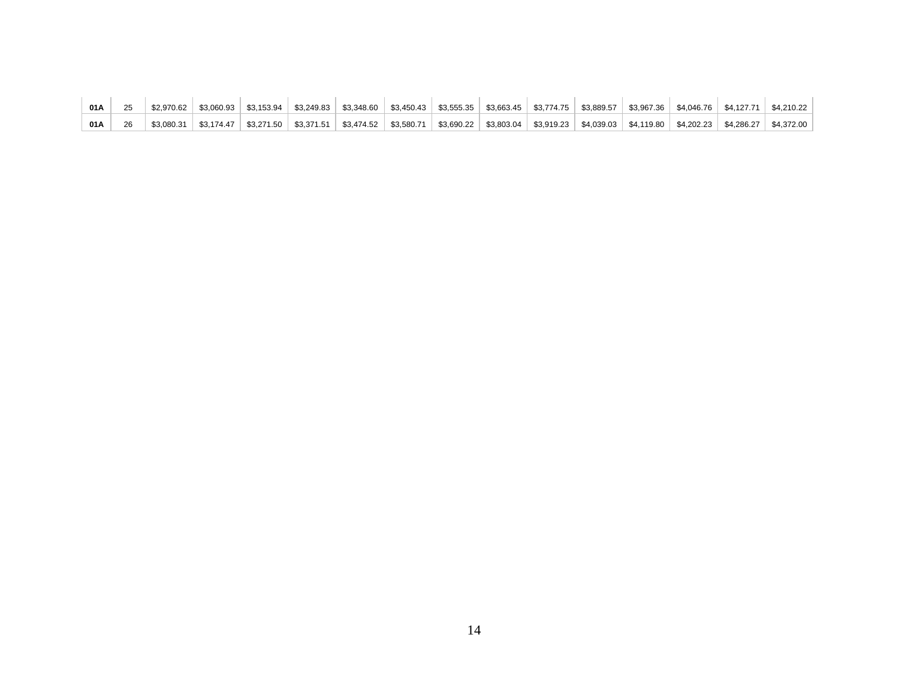| | | | | | | | | | | | | | | | |
|---|---|---|---|---|---|---|---|---|---|---|---|---|---|---|---|
| **01A** | 25 | $2,970.62 | $3,060.93 | $3,153.94 | $3,249.83 | $3,348.60 | $3,450.43 | $3,555.35 | $3,663.45 | $3,774.75 | $3,889.57 | $3,967.36 | $4,046.76 | $4,127.71 | $4,210.22 |
| **01A** | 26 | $3,080.31 | $3,174.47 | $3,271.50 | $3,371.51 | $3,474.52 | $3,580.71 | $3,690.22 | $3,803.04 | $3,919.23 | $4,039.03 | $4,119.80 | $4,202.23 | $4,286.27 | $4,372.00 |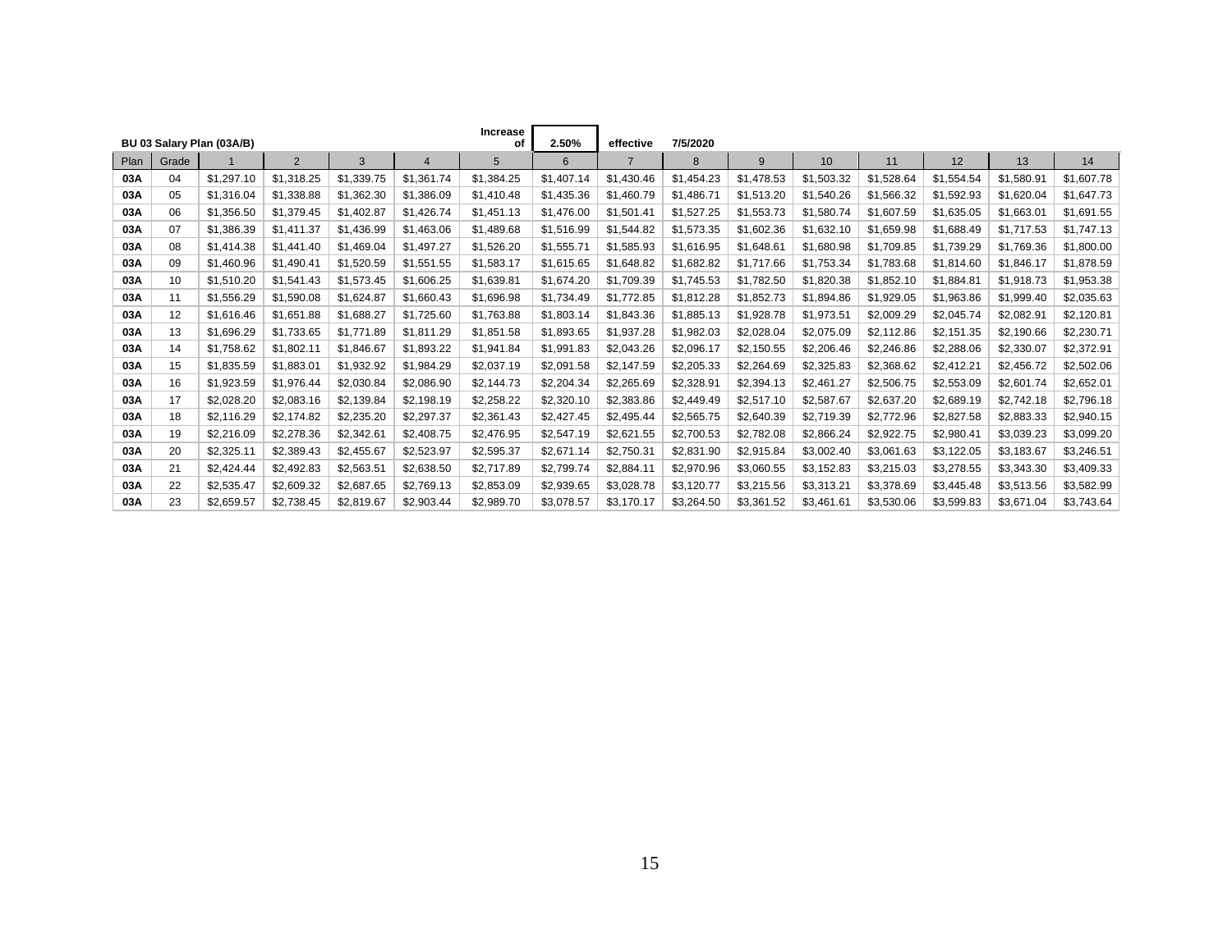**BU 03 Salary Plan (03A/B)** Increase of **2.50%** effective **7/5/2020**

| Plan | Grade | 1 | 2 | 3 | 4 | 5 | 6 | 7 | 8 | 9 | 10 | 11 | 12 | 13 | 14 |
|---|---|---|---|---|---|---|---|---|---|---|---|---|---|---|---|
| **03A** | 04 | $1,297.10 | $1,318.25 | $1,339.75 | $1,361.74 | $1,384.25 | $1,407.14 | $1,430.46 | $1,454.23 | $1,478.53 | $1,503.32 | $1,528.64 | $1,554.54 | $1,580.91 | $1,607.78 |
| **03A** | 05 | $1,316.04 | $1,338.88 | $1,362.30 | $1,386.09 | $1,410.48 | $1,435.36 | $1,460.79 | $1,486.71 | $1,513.20 | $1,540.26 | $1,566.32 | $1,592.93 | $1,620.04 | $1,647.73 |
| **03A** | 06 | $1,356.50 | $1,379.45 | $1,402.87 | $1,426.74 | $1,451.13 | $1,476.00 | $1,501.41 | $1,527.25 | $1,553.73 | $1,580.74 | $1,607.59 | $1,635.05 | $1,663.01 | $1,691.55 |
| **03A** | 07 | $1,386.39 | $1,411.37 | $1,436.99 | $1,463.06 | $1,489.68 | $1,516.99 | $1,544.82 | $1,573.35 | $1,602.36 | $1,632.10 | $1,659.98 | $1,688.49 | $1,717.53 | $1,747.13 |
| **03A** | 08 | $1,414.38 | $1,441.40 | $1,469.04 | $1,497.27 | $1,526.20 | $1,555.71 | $1,585.93 | $1,616.95 | $1,648.61 | $1,680.98 | $1,709.85 | $1,739.29 | $1,769.36 | $1,800.00 |
| **03A** | 09 | $1,460.96 | $1,490.41 | $1,520.59 | $1,551.55 | $1,583.17 | $1,615.65 | $1,648.82 | $1,682.82 | $1,717.66 | $1,753.34 | $1,783.68 | $1,814.60 | $1,846.17 | $1,878.59 |
| **03A** | 10 | $1,510.20 | $1,541.43 | $1,573.45 | $1,606.25 | $1,639.81 | $1,674.20 | $1,709.39 | $1,745.53 | $1,782.50 | $1,820.38 | $1,852.10 | $1,884.81 | $1,918.73 | $1,953.38 |
| **03A** | 11 | $1,556.29 | $1,590.08 | $1,624.87 | $1,660.43 | $1,696.98 | $1,734.49 | $1,772.85 | $1,812.28 | $1,852.73 | $1,894.86 | $1,929.05 | $1,963.86 | $1,999.40 | $2,035.63 |
| **03A** | 12 | $1,616.46 | $1,651.88 | $1,688.27 | $1,725.60 | $1,763.88 | $1,803.14 | $1,843.36 | $1,885.13 | $1,928.78 | $1,973.51 | $2,009.29 | $2,045.74 | $2,082.91 | $2,120.81 |
| **03A** | 13 | $1,696.29 | $1,733.65 | $1,771.89 | $1,811.29 | $1,851.58 | $1,893.65 | $1,937.28 | $1,982.03 | $2,028.04 | $2,075.09 | $2,112.86 | $2,151.35 | $2,190.66 | $2,230.71 |
| **03A** | 14 | $1,758.62 | $1,802.11 | $1,846.67 | $1,893.22 | $1,941.84 | $1,991.83 | $2,043.26 | $2,096.17 | $2,150.55 | $2,206.46 | $2,246.86 | $2,288.06 | $2,330.07 | $2,372.91 |
| **03A** | 15 | $1,835.59 | $1,883.01 | $1,932.92 | $1,984.29 | $2,037.19 | $2,091.58 | $2,147.59 | $2,205.33 | $2,264.69 | $2,325.83 | $2,368.62 | $2,412.21 | $2,456.72 | $2,502.06 |
| **03A** | 16 | $1,923.59 | $1,976.44 | $2,030.84 | $2,086.90 | $2,144.73 | $2,204.34 | $2,265.69 | $2,328.91 | $2,394.13 | $2,461.27 | $2,506.75 | $2,553.09 | $2,601.74 | $2,652.01 |
| **03A** | 17 | $2,028.20 | $2,083.16 | $2,139.84 | $2,198.19 | $2,258.22 | $2,320.10 | $2,383.86 | $2,449.49 | $2,517.10 | $2,587.67 | $2,637.20 | $2,689.19 | $2,742.18 | $2,796.18 |
| **03A** | 18 | $2,116.29 | $2,174.82 | $2,235.20 | $2,297.37 | $2,361.43 | $2,427.45 | $2,495.44 | $2,565.75 | $2,640.39 | $2,719.39 | $2,772.96 | $2,827.58 | $2,883.33 | $2,940.15 |
| **03A** | 19 | $2,216.09 | $2,278.36 | $2,342.61 | $2,408.75 | $2,476.95 | $2,547.19 | $2,621.55 | $2,700.53 | $2,782.08 | $2,866.24 | $2,922.75 | $2,980.41 | $3,039.23 | $3,099.20 |
| **03A** | 20 | $2,325.11 | $2,389.43 | $2,455.67 | $2,523.97 | $2,595.37 | $2,671.14 | $2,750.31 | $2,831.90 | $2,915.84 | $3,002.40 | $3,061.63 | $3,122.05 | $3,183.67 | $3,246.51 |
| **03A** | 21 | $2,424.44 | $2,492.83 | $2,563.51 | $2,638.50 | $2,717.89 | $2,799.74 | $2,884.11 | $2,970.96 | $3,060.55 | $3,152.83 | $3,215.03 | $3,278.55 | $3,343.30 | $3,409.33 |
| **03A** | 22 | $2,535.47 | $2,609.32 | $2,687.65 | $2,769.13 | $2,853.09 | $2,939.65 | $3,028.78 | $3,120.77 | $3,215.56 | $3,313.21 | $3,378.69 | $3,445.48 | $3,513.56 | $3,582.99 |
| **03A** | 23 | $2,659.57 | $2,738.45 | $2,819.67 | $2,903.44 | $2,989.70 | $3,078.57 | $3,170.17 | $3,264.50 | $3,361.52 | $3,461.61 | $3,530.06 | $3,599.83 | $3,671.04 | $3,743.64 |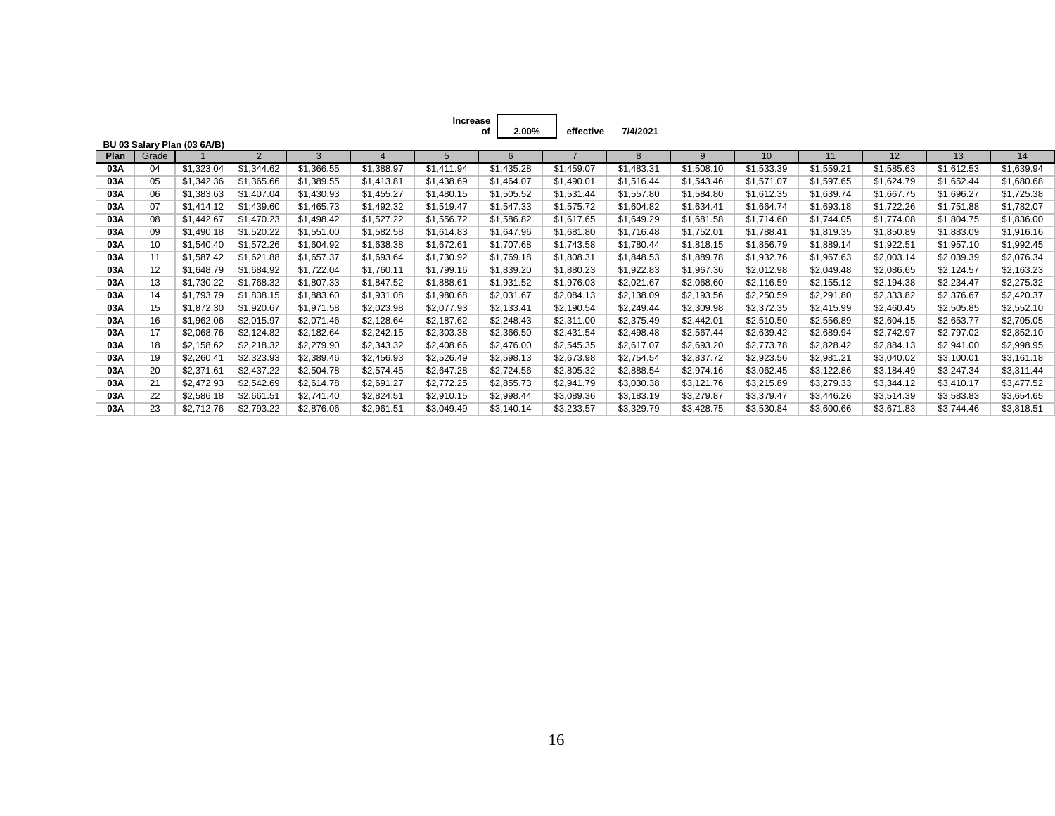Increase of **2.00%** effective **7/4/2021**

**BU 03 Salary Plan (03 6A/B)**

| Plan | Grade | 1 | 2 | 3 | 4 | 5 | 6 | 7 | 8 | 9 | 10 | 11 | 12 | 13 | 14 |
|---|---|---|---|---|---|---|---|---|---|---|---|---|---|---|---|
| **03A** | 04 | $1,323.04 | $1,344.62 | $1,366.55 | $1,388.97 | $1,411.94 | $1,435.28 | $1,459.07 | $1,483.31 | $1,508.10 | $1,533.39 | $1,559.21 | $1,585.63 | $1,612.53 | $1,639.94 |
| **03A** | 05 | $1,342.36 | $1,365.66 | $1,389.55 | $1,413.81 | $1,438.69 | $1,464.07 | $1,490.01 | $1,516.44 | $1,543.46 | $1,571.07 | $1,597.65 | $1,624.79 | $1,652.44 | $1,680.68 |
| **03A** | 06 | $1,383.63 | $1,407.04 | $1,430.93 | $1,455.27 | $1,480.15 | $1,505.52 | $1,531.44 | $1,557.80 | $1,584.80 | $1,612.35 | $1,639.74 | $1,667.75 | $1,696.27 | $1,725.38 |
| **03A** | 07 | $1,414.12 | $1,439.60 | $1,465.73 | $1,492.32 | $1,519.47 | $1,547.33 | $1,575.72 | $1,604.82 | $1,634.41 | $1,664.74 | $1,693.18 | $1,722.26 | $1,751.88 | $1,782.07 |
| **03A** | 08 | $1,442.67 | $1,470.23 | $1,498.42 | $1,527.22 | $1,556.72 | $1,586.82 | $1,617.65 | $1,649.29 | $1,681.58 | $1,714.60 | $1,744.05 | $1,774.08 | $1,804.75 | $1,836.00 |
| **03A** | 09 | $1,490.18 | $1,520.22 | $1,551.00 | $1,582.58 | $1,614.83 | $1,647.96 | $1,681.80 | $1,716.48 | $1,752.01 | $1,788.41 | $1,819.35 | $1,850.89 | $1,883.09 | $1,916.16 |
| **03A** | 10 | $1,540.40 | $1,572.26 | $1,604.92 | $1,638.38 | $1,672.61 | $1,707.68 | $1,743.58 | $1,780.44 | $1,818.15 | $1,856.79 | $1,889.14 | $1,922.51 | $1,957.10 | $1,992.45 |
| **03A** | 11 | $1,587.42 | $1,621.88 | $1,657.37 | $1,693.64 | $1,730.92 | $1,769.18 | $1,808.31 | $1,848.53 | $1,889.78 | $1,932.76 | $1,967.63 | $2,003.14 | $2,039.39 | $2,076.34 |
| **03A** | 12 | $1,648.79 | $1,684.92 | $1,722.04 | $1,760.11 | $1,799.16 | $1,839.20 | $1,880.23 | $1,922.83 | $1,967.36 | $2,012.98 | $2,049.48 | $2,086.65 | $2,124.57 | $2,163.23 |
| **03A** | 13 | $1,730.22 | $1,768.32 | $1,807.33 | $1,847.52 | $1,888.61 | $1,931.52 | $1,976.03 | $2,021.67 | $2,068.60 | $2,116.59 | $2,155.12 | $2,194.38 | $2,234.47 | $2,275.32 |
| **03A** | 14 | $1,793.79 | $1,838.15 | $1,883.60 | $1,931.08 | $1,980.68 | $2,031.67 | $2,084.13 | $2,138.09 | $2,193.56 | $2,250.59 | $2,291.80 | $2,333.82 | $2,376.67 | $2,420.37 |
| **03A** | 15 | $1,872.30 | $1,920.67 | $1,971.58 | $2,023.98 | $2,077.93 | $2,133.41 | $2,190.54 | $2,249.44 | $2,309.98 | $2,372.35 | $2,415.99 | $2,460.45 | $2,505.85 | $2,552.10 |
| **03A** | 16 | $1,962.06 | $2,015.97 | $2,071.46 | $2,128.64 | $2,187.62 | $2,248.43 | $2,311.00 | $2,375.49 | $2,442.01 | $2,510.50 | $2,556.89 | $2,604.15 | $2,653.77 | $2,705.05 |
| **03A** | 17 | $2,068.76 | $2,124.82 | $2,182.64 | $2,242.15 | $2,303.38 | $2,366.50 | $2,431.54 | $2,498.48 | $2,567.44 | $2,639.42 | $2,689.94 | $2,742.97 | $2,797.02 | $2,852.10 |
| **03A** | 18 | $2,158.62 | $2,218.32 | $2,279.90 | $2,343.32 | $2,408.66 | $2,476.00 | $2,545.35 | $2,617.07 | $2,693.20 | $2,773.78 | $2,828.42 | $2,884.13 | $2,941.00 | $2,998.95 |
| **03A** | 19 | $2,260.41 | $2,323.93 | $2,389.46 | $2,456.93 | $2,526.49 | $2,598.13 | $2,673.98 | $2,754.54 | $2,837.72 | $2,923.56 | $2,981.21 | $3,040.02 | $3,100.01 | $3,161.18 |
| **03A** | 20 | $2,371.61 | $2,437.22 | $2,504.78 | $2,574.45 | $2,647.28 | $2,724.56 | $2,805.32 | $2,888.54 | $2,974.16 | $3,062.45 | $3,122.86 | $3,184.49 | $3,247.34 | $3,311.44 |
| **03A** | 21 | $2,472.93 | $2,542.69 | $2,614.78 | $2,691.27 | $2,772.25 | $2,855.73 | $2,941.79 | $3,030.38 | $3,121.76 | $3,215.89 | $3,279.33 | $3,344.12 | $3,410.17 | $3,477.52 |
| **03A** | 22 | $2,586.18 | $2,661.51 | $2,741.40 | $2,824.51 | $2,910.15 | $2,998.44 | $3,089.36 | $3,183.19 | $3,279.87 | $3,379.47 | $3,446.26 | $3,514.39 | $3,583.83 | $3,654.65 |
| **03A** | 23 | $2,712.76 | $2,793.22 | $2,876.06 | $2,961.51 | $3,049.49 | $3,140.14 | $3,233.57 | $3,329.79 | $3,428.75 | $3,530.84 | $3,600.66 | $3,671.83 | $3,744.46 | $3,818.51 |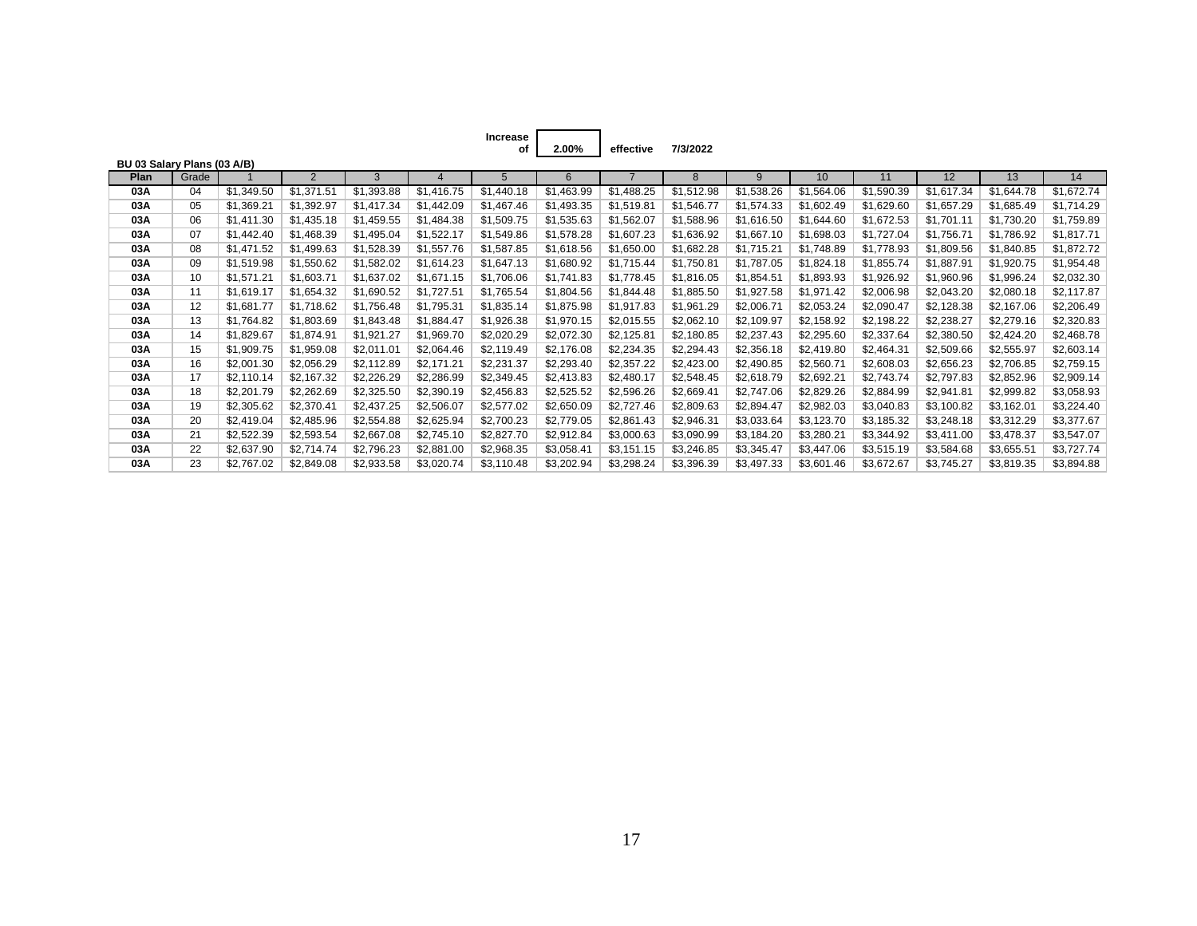Increase of **2.00%** effective 7/3/2022

**BU 03 Salary Plans (03 A/B)**

| Plan | Grade | 1 | 2 | 3 | 4 | 5 | 6 | 7 | 8 | 9 | 10 | 11 | 12 | 13 | 14 |
|---|---|---|---|---|---|---|---|---|---|---|---|---|---|---|---|
| **03A** | 04 | $1,349.50 | $1,371.51 | $1,393.88 | $1,416.75 | $1,440.18 | $1,463.99 | $1,488.25 | $1,512.98 | $1,538.26 | $1,564.06 | $1,590.39 | $1,617.34 | $1,644.78 | $1,672.74 |
| **03A** | 05 | $1,369.21 | $1,392.97 | $1,417.34 | $1,442.09 | $1,467.46 | $1,493.35 | $1,519.81 | $1,546.77 | $1,574.33 | $1,602.49 | $1,629.60 | $1,657.29 | $1,685.49 | $1,714.29 |
| **03A** | 06 | $1,411.30 | $1,435.18 | $1,459.55 | $1,484.38 | $1,509.75 | $1,535.63 | $1,562.07 | $1,588.96 | $1,616.50 | $1,644.60 | $1,672.53 | $1,701.11 | $1,730.20 | $1,759.89 |
| **03A** | 07 | $1,442.40 | $1,468.39 | $1,495.04 | $1,522.17 | $1,549.86 | $1,578.28 | $1,607.23 | $1,636.92 | $1,667.10 | $1,698.03 | $1,727.04 | $1,756.71 | $1,786.92 | $1,817.71 |
| **03A** | 08 | $1,471.52 | $1,499.63 | $1,528.39 | $1,557.76 | $1,587.85 | $1,618.56 | $1,650.00 | $1,682.28 | $1,715.21 | $1,748.89 | $1,778.93 | $1,809.56 | $1,840.85 | $1,872.72 |
| **03A** | 09 | $1,519.98 | $1,550.62 | $1,582.02 | $1,614.23 | $1,647.13 | $1,680.92 | $1,715.44 | $1,750.81 | $1,787.05 | $1,824.18 | $1,855.74 | $1,887.91 | $1,920.75 | $1,954.48 |
| **03A** | 10 | $1,571.21 | $1,603.71 | $1,637.02 | $1,671.15 | $1,706.06 | $1,741.83 | $1,778.45 | $1,816.05 | $1,854.51 | $1,893.93 | $1,926.92 | $1,960.96 | $1,996.24 | $2,032.30 |
| **03A** | 11 | $1,619.17 | $1,654.32 | $1,690.52 | $1,727.51 | $1,765.54 | $1,804.56 | $1,844.48 | $1,885.50 | $1,927.58 | $1,971.42 | $2,006.98 | $2,043.20 | $2,080.18 | $2,117.87 |
| **03A** | 12 | $1,681.77 | $1,718.62 | $1,756.48 | $1,795.31 | $1,835.14 | $1,875.98 | $1,917.83 | $1,961.29 | $2,006.71 | $2,053.24 | $2,090.47 | $2,128.38 | $2,167.06 | $2,206.49 |
| **03A** | 13 | $1,764.82 | $1,803.69 | $1,843.48 | $1,884.47 | $1,926.38 | $1,970.15 | $2,015.55 | $2,062.10 | $2,109.97 | $2,158.92 | $2,198.22 | $2,238.27 | $2,279.16 | $2,320.83 |
| **03A** | 14 | $1,829.67 | $1,874.91 | $1,921.27 | $1,969.70 | $2,020.29 | $2,072.30 | $2,125.81 | $2,180.85 | $2,237.43 | $2,295.60 | $2,337.64 | $2,380.50 | $2,424.20 | $2,468.78 |
| **03A** | 15 | $1,909.75 | $1,959.08 | $2,011.01 | $2,064.46 | $2,119.49 | $2,176.08 | $2,234.35 | $2,294.43 | $2,356.18 | $2,419.80 | $2,464.31 | $2,509.66 | $2,555.97 | $2,603.14 |
| **03A** | 16 | $2,001.30 | $2,056.29 | $2,112.89 | $2,171.21 | $2,231.37 | $2,293.40 | $2,357.22 | $2,423.00 | $2,490.85 | $2,560.71 | $2,608.03 | $2,656.23 | $2,706.85 | $2,759.15 |
| **03A** | 17 | $2,110.14 | $2,167.32 | $2,226.29 | $2,286.99 | $2,349.45 | $2,413.83 | $2,480.17 | $2,548.45 | $2,618.79 | $2,692.21 | $2,743.74 | $2,797.83 | $2,852.96 | $2,909.14 |
| **03A** | 18 | $2,201.79 | $2,262.69 | $2,325.50 | $2,390.19 | $2,456.83 | $2,525.52 | $2,596.26 | $2,669.41 | $2,747.06 | $2,829.26 | $2,884.99 | $2,941.81 | $2,999.82 | $3,058.93 |
| **03A** | 19 | $2,305.62 | $2,370.41 | $2,437.25 | $2,506.07 | $2,577.02 | $2,650.09 | $2,727.46 | $2,809.63 | $2,894.47 | $2,982.03 | $3,040.83 | $3,100.82 | $3,162.01 | $3,224.40 |
| **03A** | 20 | $2,419.04 | $2,485.96 | $2,554.88 | $2,625.94 | $2,700.23 | $2,779.05 | $2,861.43 | $2,946.31 | $3,033.64 | $3,123.70 | $3,185.32 | $3,248.18 | $3,312.29 | $3,377.67 |
| **03A** | 21 | $2,522.39 | $2,593.54 | $2,667.08 | $2,745.10 | $2,827.70 | $2,912.84 | $3,000.63 | $3,090.99 | $3,184.20 | $3,280.21 | $3,344.92 | $3,411.00 | $3,478.37 | $3,547.07 |
| **03A** | 22 | $2,637.90 | $2,714.74 | $2,796.23 | $2,881.00 | $2,968.35 | $3,058.41 | $3,151.15 | $3,246.85 | $3,345.47 | $3,447.06 | $3,515.19 | $3,584.68 | $3,655.51 | $3,727.74 |
| **03A** | 23 | $2,767.02 | $2,849.08 | $2,933.58 | $3,020.74 | $3,110.48 | $3,202.94 | $3,298.24 | $3,396.39 | $3,497.33 | $3,601.46 | $3,672.67 | $3,745.27 | $3,819.35 | $3,894.88 |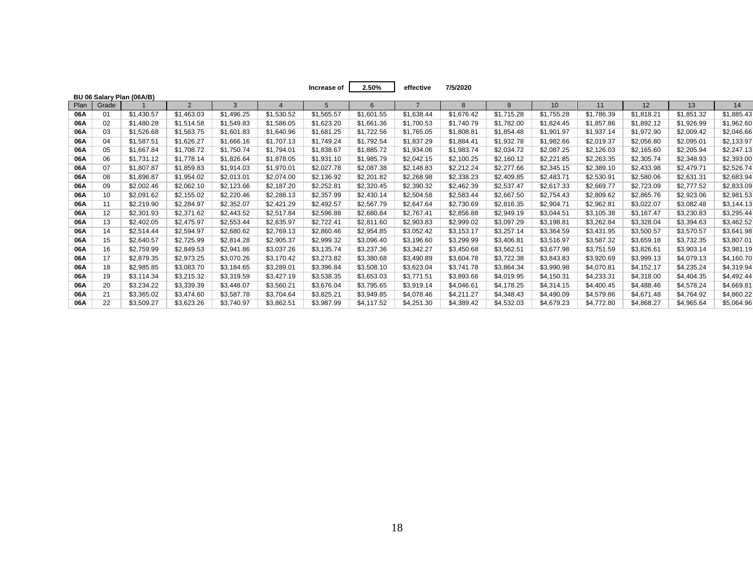Increase of **2.50%** effective 7/5/2020

**BU 06 Salary Plan (06A/B)**

| Plan | Grade | 1 | 2 | 3 | 4 | 5 | 6 | 7 | 8 | 9 | 10 | 11 | 12 | 13 | 14 |
|---|---|---|---|---|---|---|---|---|---|---|---|---|---|---|---|
| **06A** | 01 | $1,430.57 | $1,463.03 | $1,496.25 | $1,530.52 | $1,565.57 | $1,601.55 | $1,638.44 | $1,676.42 | $1,715.28 | $1,755.28 | $1,786.39 | $1,818.21 | $1,851.32 | $1,885.43 |
| **06A** | 02 | $1,480.28 | $1,514.58 | $1,549.83 | $1,586.05 | $1,623.20 | $1,661.36 | $1,700.53 | $1,740.79 | $1,782.00 | $1,824.45 | $1,857.86 | $1,892.12 | $1,926.99 | $1,962.60 |
| **06A** | 03 | $1,526.68 | $1,563.75 | $1,601.83 | $1,640.96 | $1,681.25 | $1,722.56 | $1,765.05 | $1,808.81 | $1,854.48 | $1,901.97 | $1,937.14 | $1,972.90 | $2,009.42 | $2,046.66 |
| **06A** | 04 | $1,587.51 | $1,626.27 | $1,666.16 | $1,707.13 | $1,749.24 | $1,792.54 | $1,837.29 | $1,884.41 | $1,932.78 | $1,982.66 | $2,019.37 | $2,056.80 | $2,095.01 | $2,133.97 |
| **06A** | 05 | $1,667.84 | $1,708.72 | $1,750.74 | $1,794.01 | $1,838.67 | $1,885.72 | $1,934.06 | $1,983.74 | $2,034.72 | $2,087.25 | $2,126.03 | $2,165.60 | $2,205.94 | $2,247.13 |
| **06A** | 06 | $1,731.12 | $1,778.14 | $1,826.64 | $1,878.05 | $1,931.10 | $1,985.79 | $2,042.15 | $2,100.25 | $2,160.12 | $2,221.85 | $2,263.35 | $2,305.74 | $2,348.93 | $2,393.00 |
| **06A** | 07 | $1,807.87 | $1,859.83 | $1,914.03 | $1,970.01 | $2,027.78 | $2,087.38 | $2,148.83 | $2,212.24 | $2,277.66 | $2,345.15 | $2,389.10 | $2,433.98 | $2,479.71 | $2,526.74 |
| **06A** | 08 | $1,896.87 | $1,954.02 | $2,013.01 | $2,074.00 | $2,136.92 | $2,201.82 | $2,268.98 | $2,338.23 | $2,409.85 | $2,483.71 | $2,530.91 | $2,580.06 | $2,631.31 | $2,683.94 |
| **06A** | 09 | $2,002.46 | $2,062.10 | $2,123.66 | $2,187.20 | $2,252.81 | $2,320.45 | $2,390.32 | $2,462.39 | $2,537.47 | $2,617.33 | $2,669.77 | $2,723.09 | $2,777.52 | $2,833.09 |
| **06A** | 10 | $2,091.62 | $2,155.02 | $2,220.46 | $2,288.13 | $2,357.99 | $2,430.14 | $2,504.58 | $2,583.44 | $2,667.50 | $2,754.43 | $2,809.62 | $2,865.76 | $2,923.06 | $2,981.53 |
| **06A** | 11 | $2,219.90 | $2,284.97 | $2,352.07 | $2,421.29 | $2,492.57 | $2,567.79 | $2,647.64 | $2,730.69 | $2,816.35 | $2,904.71 | $2,962.81 | $3,022.07 | $3,082.48 | $3,144.13 |
| **06A** | 12 | $2,301.93 | $2,371.62 | $2,443.52 | $2,517.84 | $2,596.88 | $2,680.84 | $2,767.41 | $2,856.88 | $2,949.19 | $3,044.51 | $3,105.38 | $3,167.47 | $3,230.83 | $3,295.44 |
| **06A** | 13 | $2,402.05 | $2,475.97 | $2,553.44 | $2,635.97 | $2,722.41 | $2,811.60 | $2,903.83 | $2,999.02 | $3,097.29 | $3,198.81 | $3,262.84 | $3,328.04 | $3,394.63 | $3,462.52 |
| **06A** | 14 | $2,514.44 | $2,594.97 | $2,680.62 | $2,769.13 | $2,860.46 | $2,954.85 | $3,052.42 | $3,153.17 | $3,257.14 | $3,364.59 | $3,431.95 | $3,500.57 | $3,570.57 | $3,641.98 |
| **06A** | 15 | $2,640.57 | $2,725.99 | $2,814.28 | $2,905.37 | $2,999.32 | $3,096.40 | $3,196.60 | $3,299.99 | $3,406.81 | $3,516.97 | $3,587.32 | $3,659.18 | $3,732.35 | $3,807.01 |
| **06A** | 16 | $2,759.99 | $2,849.53 | $2,941.86 | $3,037.26 | $3,135.74 | $3,237.36 | $3,342.27 | $3,450.68 | $3,562.51 | $3,677.98 | $3,751.59 | $3,826.61 | $3,903.14 | $3,981.19 |
| **06A** | 17 | $2,879.35 | $2,973.25 | $3,070.26 | $3,170.42 | $3,273.82 | $3,380.68 | $3,490.89 | $3,604.78 | $3,722.38 | $3,843.83 | $3,920.69 | $3,999.13 | $4,079.13 | $4,160.70 |
| **06A** | 18 | $2,985.85 | $3,083.70 | $3,184.65 | $3,289.01 | $3,396.84 | $3,508.10 | $3,623.04 | $3,741.78 | $3,864.34 | $3,990.98 | $4,070.81 | $4,152.17 | $4,235.24 | $4,319.94 |
| **06A** | 19 | $3,114.34 | $3,215.32 | $3,319.59 | $3,427.19 | $3,538.35 | $3,653.03 | $3,771.51 | $3,893.66 | $4,019.95 | $4,150.31 | $4,233.31 | $4,318.00 | $4,404.35 | $4,492.44 |
| **06A** | 20 | $3,234.22 | $3,339.39 | $3,448.07 | $3,560.21 | $3,676.04 | $3,795.65 | $3,919.14 | $4,046.61 | $4,178.25 | $4,314.15 | $4,400.45 | $4,488.46 | $4,578.24 | $4,669.81 |
| **06A** | 21 | $3,365.02 | $3,474.60 | $3,587.78 | $3,704.64 | $3,825.21 | $3,949.85 | $4,078.46 | $4,211.27 | $4,348.43 | $4,490.09 | $4,579.86 | $4,671.48 | $4,764.92 | $4,860.22 |
| **06A** | 22 | $3,509.27 | $3,623.26 | $3,740.97 | $3,862.51 | $3,987.99 | $4,117.52 | $4,251.30 | $4,389.42 | $4,532.03 | $4,679.23 | $4,772.80 | $4,868.27 | $4,965.64 | $5,064.96 |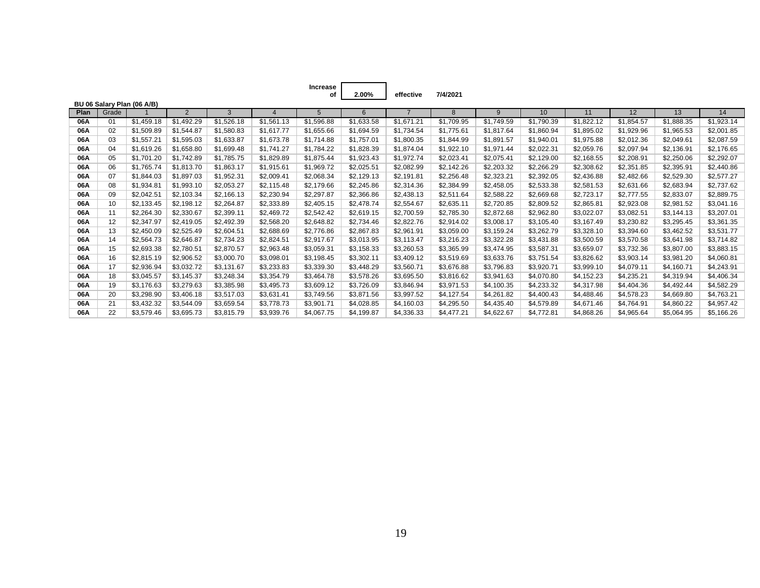Increase of **2.00%** effective 7/4/2021

**BU 06 Salary Plan (06 A/B)**

| Plan | Grade | 1 | 2 | 3 | 4 | 5 | 6 | 7 | 8 | 9 | 10 | 11 | 12 | 13 | 14 |
|---|---|---|---|---|---|---|---|---|---|---|---|---|---|---|---|
| 06A | 01 | $1,459.18 | $1,492.29 | $1,526.18 | $1,561.13 | $1,596.88 | $1,633.58 | $1,671.21 | $1,709.95 | $1,749.59 | $1,790.39 | $1,822.12 | $1,854.57 | $1,888.35 | $1,923.14 |
| 06A | 02 | $1,509.89 | $1,544.87 | $1,580.83 | $1,617.77 | $1,655.66 | $1,694.59 | $1,734.54 | $1,775.61 | $1,817.64 | $1,860.94 | $1,895.02 | $1,929.96 | $1,965.53 | $2,001.85 |
| 06A | 03 | $1,557.21 | $1,595.03 | $1,633.87 | $1,673.78 | $1,714.88 | $1,757.01 | $1,800.35 | $1,844.99 | $1,891.57 | $1,940.01 | $1,975.88 | $2,012.36 | $2,049.61 | $2,087.59 |
| 06A | 04 | $1,619.26 | $1,658.80 | $1,699.48 | $1,741.27 | $1,784.22 | $1,828.39 | $1,874.04 | $1,922.10 | $1,971.44 | $2,022.31 | $2,059.76 | $2,097.94 | $2,136.91 | $2,176.65 |
| 06A | 05 | $1,701.20 | $1,742.89 | $1,785.75 | $1,829.89 | $1,875.44 | $1,923.43 | $1,972.74 | $2,023.41 | $2,075.41 | $2,129.00 | $2,168.55 | $2,208.91 | $2,250.06 | $2,292.07 |
| 06A | 06 | $1,765.74 | $1,813.70 | $1,863.17 | $1,915.61 | $1,969.72 | $2,025.51 | $2,082.99 | $2,142.26 | $2,203.32 | $2,266.29 | $2,308.62 | $2,351.85 | $2,395.91 | $2,440.86 |
| 06A | 07 | $1,844.03 | $1,897.03 | $1,952.31 | $2,009.41 | $2,068.34 | $2,129.13 | $2,191.81 | $2,256.48 | $2,323.21 | $2,392.05 | $2,436.88 | $2,482.66 | $2,529.30 | $2,577.27 |
| 06A | 08 | $1,934.81 | $1,993.10 | $2,053.27 | $2,115.48 | $2,179.66 | $2,245.86 | $2,314.36 | $2,384.99 | $2,458.05 | $2,533.38 | $2,581.53 | $2,631.66 | $2,683.94 | $2,737.62 |
| 06A | 09 | $2,042.51 | $2,103.34 | $2,166.13 | $2,230.94 | $2,297.87 | $2,366.86 | $2,438.13 | $2,511.64 | $2,588.22 | $2,669.68 | $2,723.17 | $2,777.55 | $2,833.07 | $2,889.75 |
| 06A | 10 | $2,133.45 | $2,198.12 | $2,264.87 | $2,333.89 | $2,405.15 | $2,478.74 | $2,554.67 | $2,635.11 | $2,720.85 | $2,809.52 | $2,865.81 | $2,923.08 | $2,981.52 | $3,041.16 |
| 06A | 11 | $2,264.30 | $2,330.67 | $2,399.11 | $2,469.72 | $2,542.42 | $2,619.15 | $2,700.59 | $2,785.30 | $2,872.68 | $2,962.80 | $3,022.07 | $3,082.51 | $3,144.13 | $3,207.01 |
| 06A | 12 | $2,347.97 | $2,419.05 | $2,492.39 | $2,568.20 | $2,648.82 | $2,734.46 | $2,822.76 | $2,914.02 | $3,008.17 | $3,105.40 | $3,167.49 | $3,230.82 | $3,295.45 | $3,361.35 |
| 06A | 13 | $2,450.09 | $2,525.49 | $2,604.51 | $2,688.69 | $2,776.86 | $2,867.83 | $2,961.91 | $3,059.00 | $3,159.24 | $3,262.79 | $3,328.10 | $3,394.60 | $3,462.52 | $3,531.77 |
| 06A | 14 | $2,564.73 | $2,646.87 | $2,734.23 | $2,824.51 | $2,917.67 | $3,013.95 | $3,113.47 | $3,216.23 | $3,322.28 | $3,431.88 | $3,500.59 | $3,570.58 | $3,641.98 | $3,714.82 |
| 06A | 15 | $2,693.38 | $2,780.51 | $2,870.57 | $2,963.48 | $3,059.31 | $3,158.33 | $3,260.53 | $3,365.99 | $3,474.95 | $3,587.31 | $3,659.07 | $3,732.36 | $3,807.00 | $3,883.15 |
| 06A | 16 | $2,815.19 | $2,906.52 | $3,000.70 | $3,098.01 | $3,198.45 | $3,302.11 | $3,409.12 | $3,519.69 | $3,633.76 | $3,751.54 | $3,826.62 | $3,903.14 | $3,981.20 | $4,060.81 |
| 06A | 17 | $2,936.94 | $3,032.72 | $3,131.67 | $3,233.83 | $3,339.30 | $3,448.29 | $3,560.71 | $3,676.88 | $3,796.83 | $3,920.71 | $3,999.10 | $4,079.11 | $4,160.71 | $4,243.91 |
| 06A | 18 | $3,045.57 | $3,145.37 | $3,248.34 | $3,354.79 | $3,464.78 | $3,578.26 | $3,695.50 | $3,816.62 | $3,941.63 | $4,070.80 | $4,152.23 | $4,235.21 | $4,319.94 | $4,406.34 |
| 06A | 19 | $3,176.63 | $3,279.63 | $3,385.98 | $3,495.73 | $3,609.12 | $3,726.09 | $3,846.94 | $3,971.53 | $4,100.35 | $4,233.32 | $4,317.98 | $4,404.36 | $4,492.44 | $4,582.29 |
| 06A | 20 | $3,298.90 | $3,406.18 | $3,517.03 | $3,631.41 | $3,749.56 | $3,871.56 | $3,997.52 | $4,127.54 | $4,261.82 | $4,400.43 | $4,488.46 | $4,578.23 | $4,669.80 | $4,763.21 |
| 06A | 21 | $3,432.32 | $3,544.09 | $3,659.54 | $3,778.73 | $3,901.71 | $4,028.85 | $4,160.03 | $4,295.50 | $4,435.40 | $4,579.89 | $4,671.46 | $4,764.91 | $4,860.22 | $4,957.42 |
| 06A | 22 | $3,579.46 | $3,695.73 | $3,815.79 | $3,939.76 | $4,067.75 | $4,199.87 | $4,336.33 | $4,477.21 | $4,622.67 | $4,772.81 | $4,868.26 | $4,965.64 | $5,064.95 | $5,166.26 |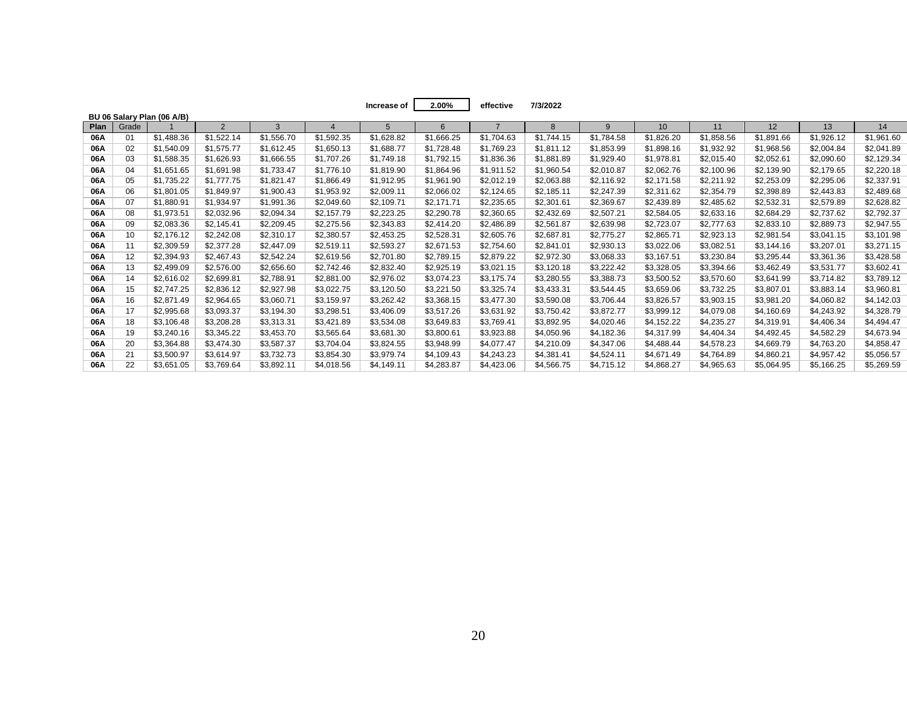Increase of **2.00%** effective 7/3/2022

**BU 06 Salary Plan (06 A/B)**

| Plan | Grade | 1 | 2 | 3 | 4 | 5 | 6 | 7 | 8 | 9 | 10 | 11 | 12 | 13 | 14 |
|---|---|---|---|---|---|---|---|---|---|---|---|---|---|---|---|
| **06A** | 01 | $1,488.36 | $1,522.14 | $1,556.70 | $1,592.35 | $1,628.82 | $1,666.25 | $1,704.63 | $1,744.15 | $1,784.58 | $1,826.20 | $1,858.56 | $1,891.66 | $1,926.12 | $1,961.60 |
| **06A** | 02 | $1,540.09 | $1,575.77 | $1,612.45 | $1,650.13 | $1,688.77 | $1,728.48 | $1,769.23 | $1,811.12 | $1,853.99 | $1,898.16 | $1,932.92 | $1,968.56 | $2,004.84 | $2,041.89 |
| **06A** | 03 | $1,588.35 | $1,626.93 | $1,666.55 | $1,707.26 | $1,749.18 | $1,792.15 | $1,836.36 | $1,881.89 | $1,929.40 | $1,978.81 | $2,015.40 | $2,052.61 | $2,090.60 | $2,129.34 |
| **06A** | 04 | $1,651.65 | $1,691.98 | $1,733.47 | $1,776.10 | $1,819.90 | $1,864.96 | $1,911.52 | $1,960.54 | $2,010.87 | $2,062.76 | $2,100.96 | $2,139.90 | $2,179.65 | $2,220.18 |
| **06A** | 05 | $1,735.22 | $1,777.75 | $1,821.47 | $1,866.49 | $1,912.95 | $1,961.90 | $2,012.19 | $2,063.88 | $2,116.92 | $2,171.58 | $2,211.92 | $2,253.09 | $2,295.06 | $2,337.91 |
| **06A** | 06 | $1,801.05 | $1,849.97 | $1,900.43 | $1,953.92 | $2,009.11 | $2,066.02 | $2,124.65 | $2,185.11 | $2,247.39 | $2,311.62 | $2,354.79 | $2,398.89 | $2,443.83 | $2,489.68 |
| **06A** | 07 | $1,880.91 | $1,934.97 | $1,991.36 | $2,049.60 | $2,109.71 | $2,171.71 | $2,235.65 | $2,301.61 | $2,369.67 | $2,439.89 | $2,485.62 | $2,532.31 | $2,579.89 | $2,628.82 |
| **06A** | 08 | $1,973.51 | $2,032.96 | $2,094.34 | $2,157.79 | $2,223.25 | $2,290.78 | $2,360.65 | $2,432.69 | $2,507.21 | $2,584.05 | $2,633.16 | $2,684.29 | $2,737.62 | $2,792.37 |
| **06A** | 09 | $2,083.36 | $2,145.41 | $2,209.45 | $2,275.56 | $2,343.83 | $2,414.20 | $2,486.89 | $2,561.87 | $2,639.98 | $2,723.07 | $2,777.63 | $2,833.10 | $2,889.73 | $2,947.55 |
| **06A** | 10 | $2,176.12 | $2,242.08 | $2,310.17 | $2,380.57 | $2,453.25 | $2,528.31 | $2,605.76 | $2,687.81 | $2,775.27 | $2,865.71 | $2,923.13 | $2,981.54 | $3,041.15 | $3,101.98 |
| **06A** | 11 | $2,309.59 | $2,377.28 | $2,447.09 | $2,519.11 | $2,593.27 | $2,671.53 | $2,754.60 | $2,841.01 | $2,930.13 | $3,022.06 | $3,082.51 | $3,144.16 | $3,207.01 | $3,271.15 |
| **06A** | 12 | $2,394.93 | $2,467.43 | $2,542.24 | $2,619.56 | $2,701.80 | $2,789.15 | $2,879.22 | $2,972.30 | $3,068.33 | $3,167.51 | $3,230.84 | $3,295.44 | $3,361.36 | $3,428.58 |
| **06A** | 13 | $2,499.09 | $2,576.00 | $2,656.60 | $2,742.46 | $2,832.40 | $2,925.19 | $3,021.15 | $3,120.18 | $3,222.42 | $3,328.05 | $3,394.66 | $3,462.49 | $3,531.77 | $3,602.41 |
| **06A** | 14 | $2,616.02 | $2,699.81 | $2,788.91 | $2,881.00 | $2,976.02 | $3,074.23 | $3,175.74 | $3,280.55 | $3,388.73 | $3,500.52 | $3,570.60 | $3,641.99 | $3,714.82 | $3,789.12 |
| **06A** | 15 | $2,747.25 | $2,836.12 | $2,927.98 | $3,022.75 | $3,120.50 | $3,221.50 | $3,325.74 | $3,433.31 | $3,544.45 | $3,659.06 | $3,732.25 | $3,807.01 | $3,883.14 | $3,960.81 |
| **06A** | 16 | $2,871.49 | $2,964.65 | $3,060.71 | $3,159.97 | $3,262.42 | $3,368.15 | $3,477.30 | $3,590.08 | $3,706.44 | $3,826.57 | $3,903.15 | $3,981.20 | $4,060.82 | $4,142.03 |
| **06A** | 17 | $2,995.68 | $3,093.37 | $3,194.30 | $3,298.51 | $3,406.09 | $3,517.26 | $3,631.92 | $3,750.42 | $3,872.77 | $3,999.12 | $4,079.08 | $4,160.69 | $4,243.92 | $4,328.79 |
| **06A** | 18 | $3,106.48 | $3,208.28 | $3,313.31 | $3,421.89 | $3,534.08 | $3,649.83 | $3,769.41 | $3,892.95 | $4,020.46 | $4,152.22 | $4,235.27 | $4,319.91 | $4,406.34 | $4,494.47 |
| **06A** | 19 | $3,240.16 | $3,345.22 | $3,453.70 | $3,565.64 | $3,681.30 | $3,800.61 | $3,923.88 | $4,050.96 | $4,182.36 | $4,317.99 | $4,404.34 | $4,492.45 | $4,582.29 | $4,673.94 |
| **06A** | 20 | $3,364.88 | $3,474.30 | $3,587.37 | $3,704.04 | $3,824.55 | $3,948.99 | $4,077.47 | $4,210.09 | $4,347.06 | $4,488.44 | $4,578.23 | $4,669.79 | $4,763.20 | $4,858.47 |
| **06A** | 21 | $3,500.97 | $3,614.97 | $3,732.73 | $3,854.30 | $3,979.74 | $4,109.43 | $4,243.23 | $4,381.41 | $4,524.11 | $4,671.49 | $4,764.89 | $4,860.21 | $4,957.42 | $5,056.57 |
| **06A** | 22 | $3,651.05 | $3,769.64 | $3,892.11 | $4,018.56 | $4,149.11 | $4,283.87 | $4,423.06 | $4,566.75 | $4,715.12 | $4,868.27 | $4,965.63 | $5,064.95 | $5,166.25 | $5,269.59 |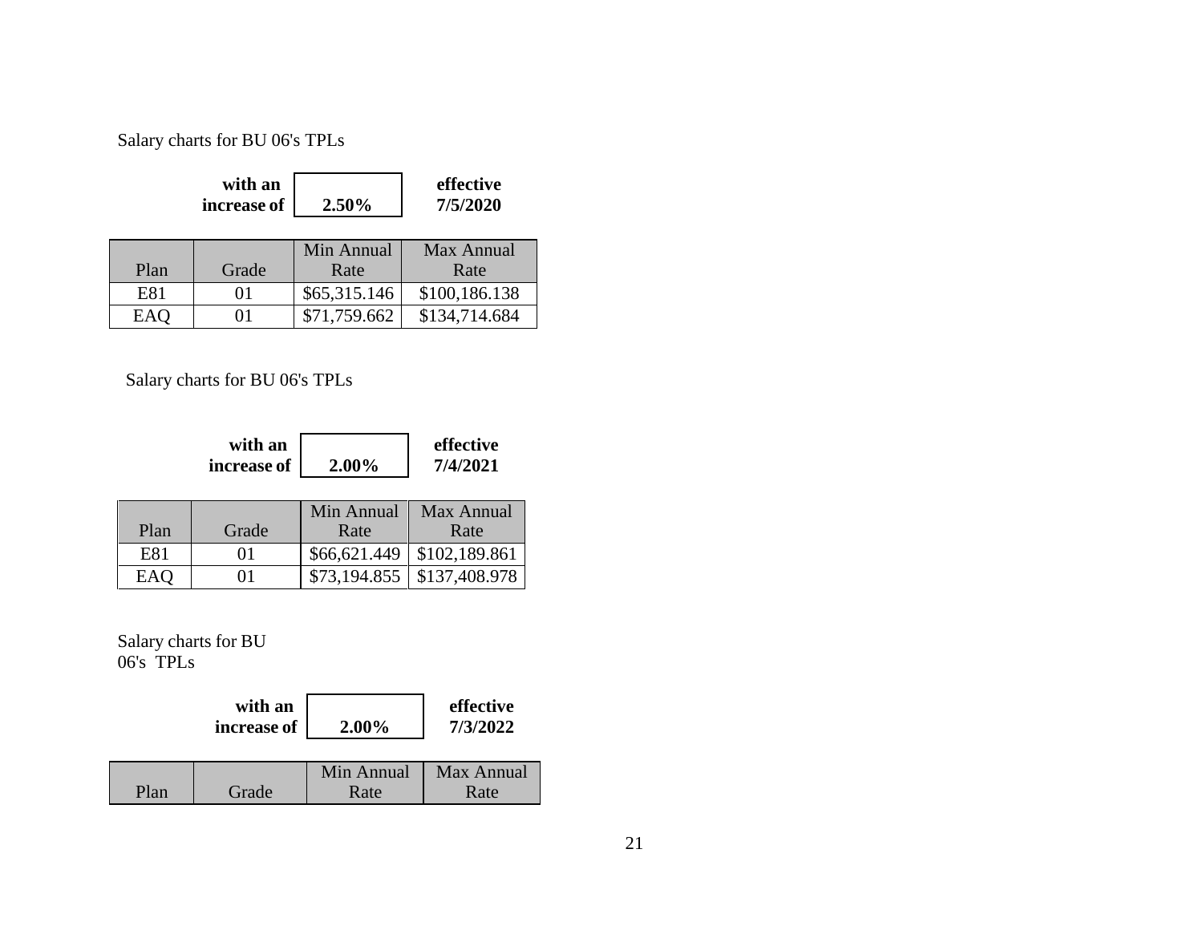Salary charts for BU 06's TPLs

**with an increase of** **2.50%** **effective 7/5/2020**

| Plan | Grade | Min Annual Rate | Max Annual Rate |
|---|---|---|---|
| E81 | 01 | $65,315.146 | $100,186.138 |
| EAQ | 01 | $71,759.662 | $134,714.684 |

Salary charts for BU 06's TPLs

**with an increase of** **2.00%** **effective 7/4/2021**

| Plan | Grade | Min Annual Rate | Max Annual Rate |
|---|---|---|---|
| E81 | 01 | $66,621.449 | $102,189.861 |
| EAQ | 01 | $73,194.855 | $137,408.978 |

Salary charts for BU 06's TPLs

**with an increase of** **2.00%** **effective 7/3/2022**

| Plan | Grade | Min Annual Rate | Max Annual Rate |
|---|---|---|---|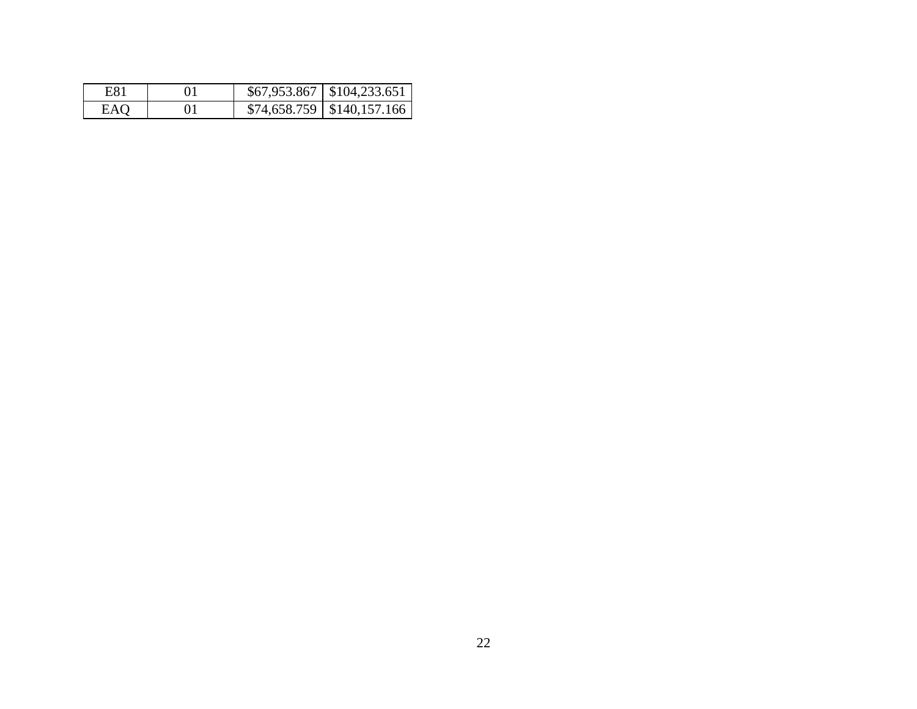| | | | |
|---|---|---|---|
| E81 | 01 | $67,953.867 | $104,233.651 |
| EAQ | 01 | $74,658.759 | $140,157.166 |